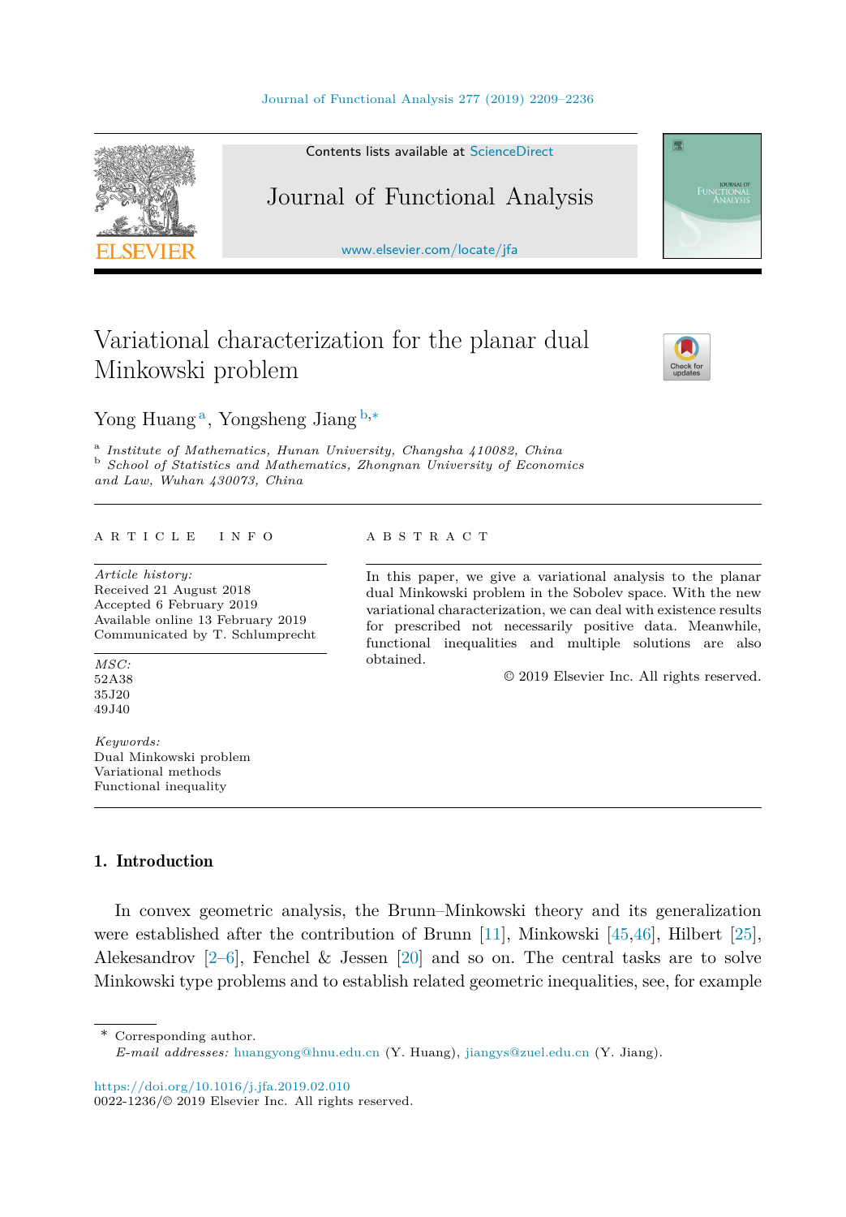# Variational characterization for the planar dual Minkowski problem

Yong Huang [a], Yongsheng Jiang [b,*]

[a] *Institute of Mathematics, Hunan University, Changsha 410082, China*
[b] *School of Statistics and Mathematics, Zhongnan University of Economics and Law, Wuhan 430073, China*

---

**ARTICLE INFO**

*Article history:*
Received 21 August 2018
Accepted 6 February 2019
Available online 13 February 2019
Communicated by T. Schlumprecht

*MSC:*
52A38
35J20
49J40

*Keywords:*
Dual Minkowski problem
Variational methods
Functional inequality

**ABSTRACT**

In this paper, we give a variational analysis to the planar dual Minkowski problem in the Sobolev space. With the new variational characterization, we can deal with existence results for prescribed not necessarily positive data. Meanwhile, functional inequalities and multiple solutions are also obtained.

© 2019 Elsevier Inc. All rights reserved.

---

## 1. Introduction

In convex geometric analysis, the Brunn–Minkowski theory and its generalization were established after the contribution of Brunn [11], Minkowski [45,46], Hilbert [25], Alekesandrov [2–6], Fenchel & Jessen [20] and so on. The central tasks are to solve Minkowski type problems and to establish related geometric inequalities, see, for example

---

\* Corresponding author.
*E-mail addresses:* huangyong@hnu.edu.cn (Y. Huang), jiangys@zuel.edu.cn (Y. Jiang).

https://doi.org/10.1016/j.jfa.2019.02.010
0022-1236/© 2019 Elsevier Inc. All rights reserved.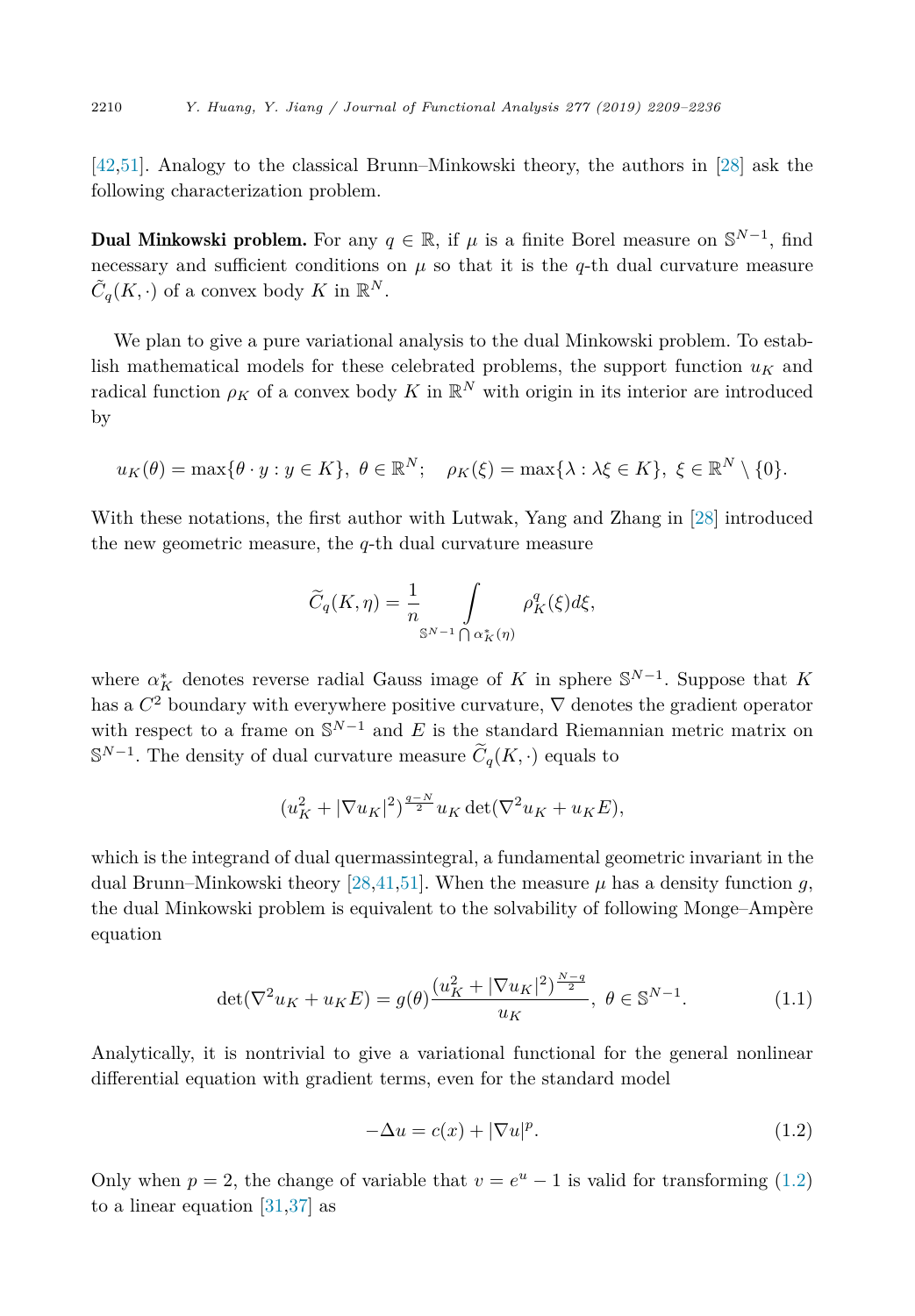[42,51]. Analogy to the classical Brunn–Minkowski theory, the authors in [28] ask the following characterization problem.

**Dual Minkowski problem.** For any $q \in \mathbb{R}$, if $\mu$ is a finite Borel measure on $\mathbb{S}^{N-1}$, find necessary and sufficient conditions on $\mu$ so that it is the $q$-th dual curvature measure $\widetilde{C}_q(K, \cdot)$ of a convex body $K$ in $\mathbb{R}^N$.

We plan to give a pure variational analysis to the dual Minkowski problem. To establish mathematical models for these celebrated problems, the support function $u_K$ and radical function $\rho_K$ of a convex body $K$ in $\mathbb{R}^N$ with origin in its interior are introduced by

$$u_K(\theta) = \max\{\theta \cdot y : y \in K\},\ \theta \in \mathbb{R}^N; \quad \rho_K(\xi) = \max\{\lambda : \lambda\xi \in K\},\ \xi \in \mathbb{R}^N \setminus \{0\}.$$

With these notations, the first author with Lutwak, Yang and Zhang in [28] introduced the new geometric measure, the $q$-th dual curvature measure

$$\widetilde{C}_q(K, \eta) = \frac{1}{n} \int\limits_{\mathbb{S}^{N-1} \bigcap \alpha_K^*(\eta)} \rho_K^q(\xi) d\xi,$$

where $\alpha_K^*$ denotes reverse radial Gauss image of $K$ in sphere $\mathbb{S}^{N-1}$. Suppose that $K$ has a $C^2$ boundary with everywhere positive curvature, $\nabla$ denotes the gradient operator with respect to a frame on $\mathbb{S}^{N-1}$ and $E$ is the standard Riemannian metric matrix on $\mathbb{S}^{N-1}$. The density of dual curvature measure $\widetilde{C}_q(K, \cdot)$ equals to

$$(u_K^2 + |\nabla u_K|^2)^{\frac{q-N}{2}} u_K \det(\nabla^2 u_K + u_K E),$$

which is the integrand of dual quermassintegral, a fundamental geometric invariant in the dual Brunn–Minkowski theory [28,41,51]. When the measure $\mu$ has a density function $g$, the dual Minkowski problem is equivalent to the solvability of following Monge–Ampère equation

$$\det(\nabla^2 u_K + u_K E) = g(\theta) \frac{(u_K^2 + |\nabla u_K|^2)^{\frac{N-q}{2}}}{u_K},\ \theta \in \mathbb{S}^{N-1}. \tag{1.1}$$

Analytically, it is nontrivial to give a variational functional for the general nonlinear differential equation with gradient terms, even for the standard model

$$-\Delta u = c(x) + |\nabla u|^p. \tag{1.2}$$

Only when $p = 2$, the change of variable that $v = e^u - 1$ is valid for transforming (1.2) to a linear equation [31,37] as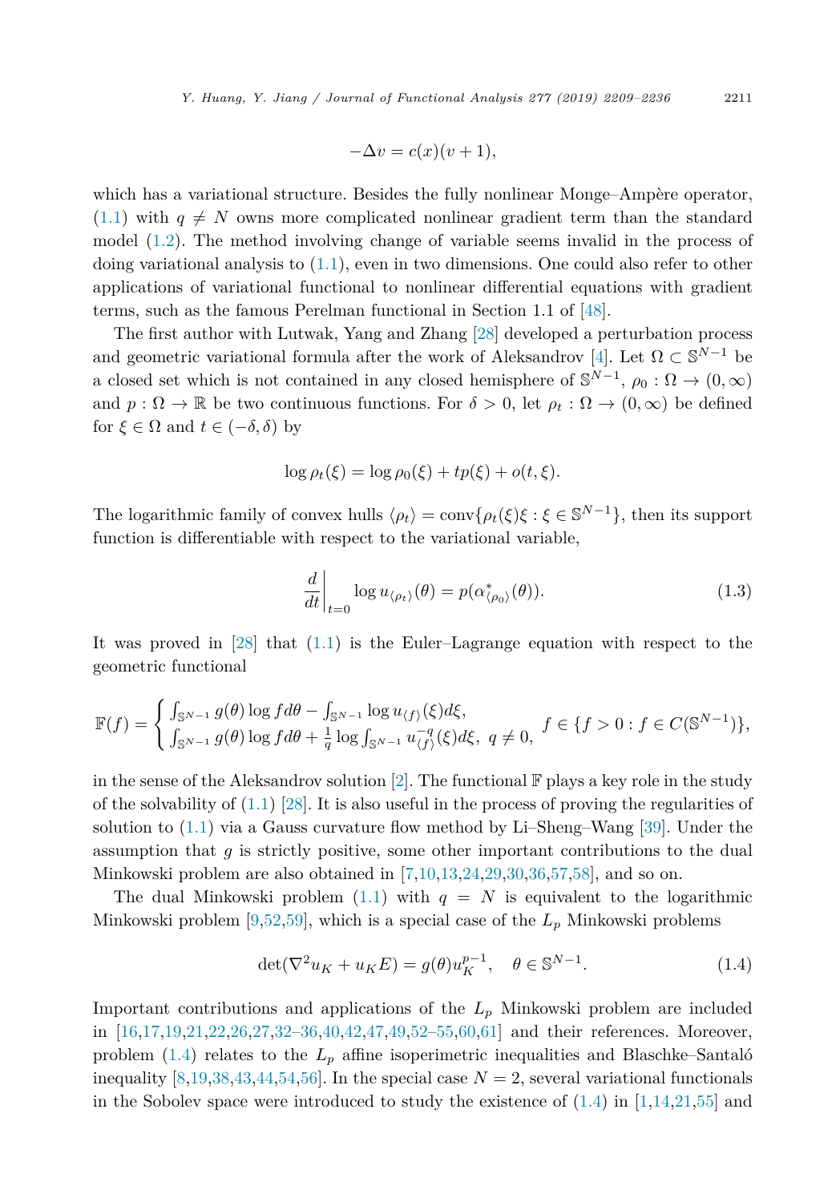$$-\Delta v = c(x)(v+1),$$

which has a variational structure. Besides the fully nonlinear Monge–Ampère operator, (1.1) with $q \neq N$ owns more complicated nonlinear gradient term than the standard model (1.2). The method involving change of variable seems invalid in the process of doing variational analysis to (1.1), even in two dimensions. One could also refer to other applications of variational functional to nonlinear differential equations with gradient terms, such as the famous Perelman functional in Section 1.1 of [48].

The first author with Lutwak, Yang and Zhang [28] developed a perturbation process and geometric variational formula after the work of Aleksandrov [4]. Let $\Omega \subset \mathbb{S}^{N-1}$ be a closed set which is not contained in any closed hemisphere of $\mathbb{S}^{N-1}$, $\rho_0 : \Omega \to (0,\infty)$ and $p : \Omega \to \mathbb{R}$ be two continuous functions. For $\delta > 0$, let $\rho_t : \Omega \to (0,\infty)$ be defined for $\xi \in \Omega$ and $t \in (-\delta, \delta)$ by

$$\log \rho_t(\xi) = \log \rho_0(\xi) + tp(\xi) + o(t,\xi).$$

The logarithmic family of convex hulls $\langle \rho_t \rangle = \operatorname{conv}\{\rho_t(\xi)\xi : \xi \in \mathbb{S}^{N-1}\}$, then its support function is differentiable with respect to the variational variable,

$$\left.\frac{d}{dt}\right|_{t=0} \log u_{\langle \rho_t \rangle}(\theta) = p(\alpha^*_{\langle \rho_0 \rangle}(\theta)). \tag{1.3}$$

It was proved in [28] that (1.1) is the Euler–Lagrange equation with respect to the geometric functional

$$\mathbb{F}(f) = \begin{cases} \int_{\mathbb{S}^{N-1}} g(\theta) \log f d\theta - \int_{\mathbb{S}^{N-1}} \log u_{\langle f \rangle}(\xi) d\xi, \\ \int_{\mathbb{S}^{N-1}} g(\theta) \log f d\theta + \frac{1}{q} \log \int_{\mathbb{S}^{N-1}} u^{-q}_{\langle f \rangle}(\xi) d\xi, \ q \neq 0, \end{cases} f \in \{f > 0 : f \in C(\mathbb{S}^{N-1})\},$$

in the sense of the Aleksandrov solution [2]. The functional $\mathbb{F}$ plays a key role in the study of the solvability of (1.1) [28]. It is also useful in the process of proving the regularities of solution to (1.1) via a Gauss curvature flow method by Li–Sheng–Wang [39]. Under the assumption that $g$ is strictly positive, some other important contributions to the dual Minkowski problem are also obtained in [7,10,13,24,29,30,36,57,58], and so on.

The dual Minkowski problem (1.1) with $q = N$ is equivalent to the logarithmic Minkowski problem [9,52,59], which is a special case of the $L_p$ Minkowski problems

$$\det(\nabla^2 u_K + u_K E) = g(\theta) u_K^{p-1}, \quad \theta \in \mathbb{S}^{N-1}. \tag{1.4}$$

Important contributions and applications of the $L_p$ Minkowski problem are included in [16,17,19,21,22,26,27,32–36,40,42,47,49,52–55,60,61] and their references. Moreover, problem (1.4) relates to the $L_p$ affine isoperimetric inequalities and Blaschke–Santaló inequality [8,19,38,43,44,54,56]. In the special case $N = 2$, several variational functionals in the Sobolev space were introduced to study the existence of (1.4) in [1,14,21,55] and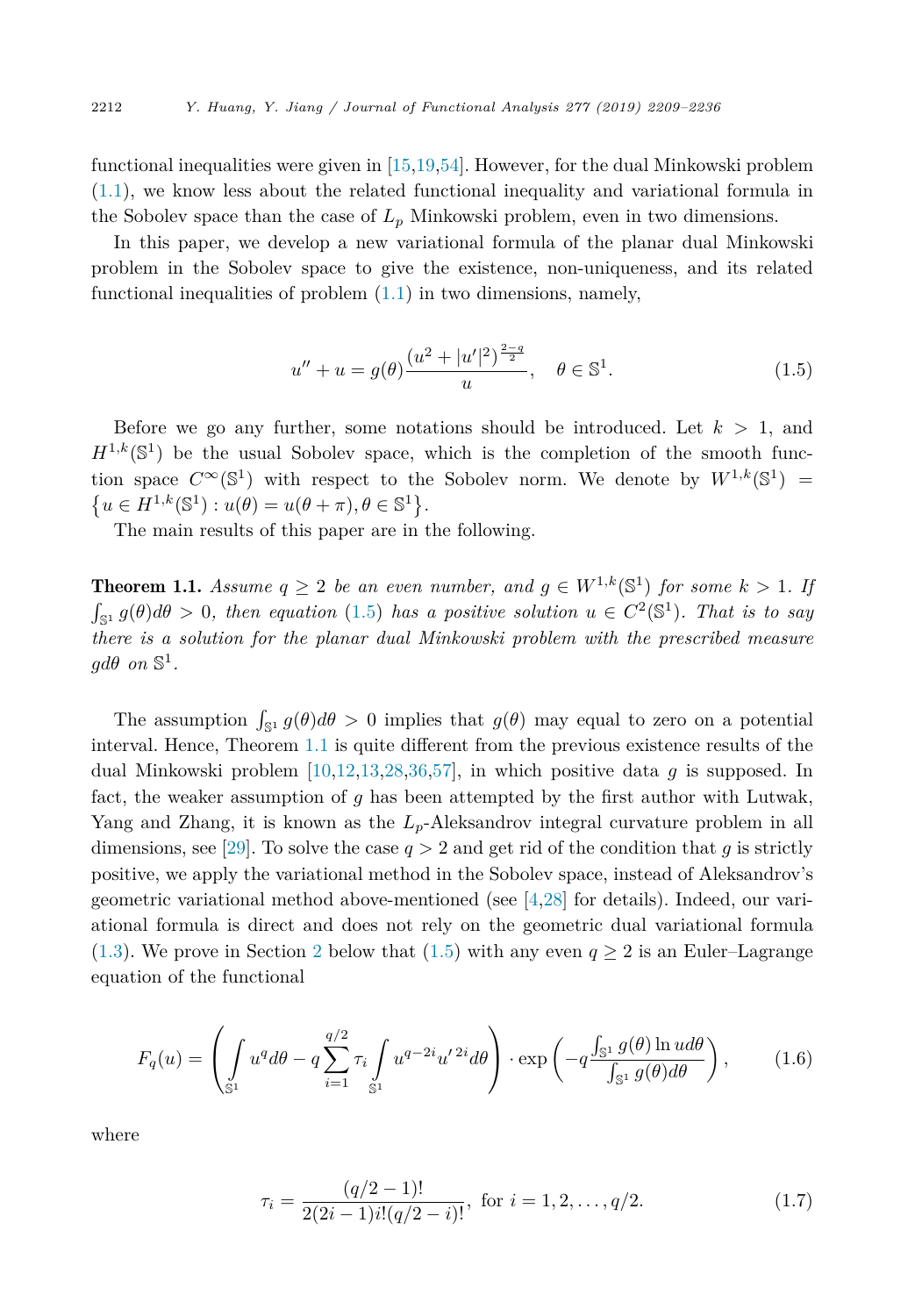functional inequalities were given in [15,19,54]. However, for the dual Minkowski problem (1.1), we know less about the related functional inequality and variational formula in the Sobolev space than the case of $L_p$ Minkowski problem, even in two dimensions.

In this paper, we develop a new variational formula of the planar dual Minkowski problem in the Sobolev space to give the existence, non-uniqueness, and its related functional inequalities of problem (1.1) in two dimensions, namely,

$$u'' + u = g(\theta)\frac{(u^2 + |u'|^2)^{\frac{2-q}{2}}}{u}, \quad \theta \in \mathbb{S}^1. \tag{1.5}$$

Before we go any further, some notations should be introduced. Let $k > 1$, and $H^{1,k}(\mathbb{S}^1)$ be the usual Sobolev space, which is the completion of the smooth function space $C^\infty(\mathbb{S}^1)$ with respect to the Sobolev norm. We denote by $W^{1,k}(\mathbb{S}^1) = \{u \in H^{1,k}(\mathbb{S}^1) : u(\theta) = u(\theta + \pi), \theta \in \mathbb{S}^1\}$.

The main results of this paper are in the following.

**Theorem 1.1.** *Assume $q \geq 2$ be an even number, and $g \in W^{1,k}(\mathbb{S}^1)$ for some $k > 1$. If $\int_{\mathbb{S}^1} g(\theta)d\theta > 0$, then equation (1.5) has a positive solution $u \in C^2(\mathbb{S}^1)$. That is to say there is a solution for the planar dual Minkowski problem with the prescribed measure $gd\theta$ on $\mathbb{S}^1$.*

The assumption $\int_{\mathbb{S}^1} g(\theta)d\theta > 0$ implies that $g(\theta)$ may equal to zero on a potential interval. Hence, Theorem 1.1 is quite different from the previous existence results of the dual Minkowski problem [10,12,13,28,36,57], in which positive data $g$ is supposed. In fact, the weaker assumption of $g$ has been attempted by the first author with Lutwak, Yang and Zhang, it is known as the $L_p$-Aleksandrov integral curvature problem in all dimensions, see [29]. To solve the case $q > 2$ and get rid of the condition that $g$ is strictly positive, we apply the variational method in the Sobolev space, instead of Aleksandrov's geometric variational method above-mentioned (see [4,28] for details). Indeed, our variational formula is direct and does not rely on the geometric dual variational formula (1.3). We prove in Section 2 below that (1.5) with any even $q \geq 2$ is an Euler–Lagrange equation of the functional

$$F_q(u) = \left( \int_{\mathbb{S}^1} u^q d\theta - q \sum_{i=1}^{q/2} \tau_i \int_{\mathbb{S}^1} u^{q-2i} {u'}^{2i} d\theta \right) \cdot \exp\left( -q \frac{\int_{\mathbb{S}^1} g(\theta) \ln u d\theta}{\int_{\mathbb{S}^1} g(\theta) d\theta} \right), \tag{1.6}$$

where

$$\tau_i = \frac{(q/2 - 1)!}{2(2i-1)i!(q/2 - i)!}, \text{ for } i = 1, 2, \dots, q/2. \tag{1.7}$$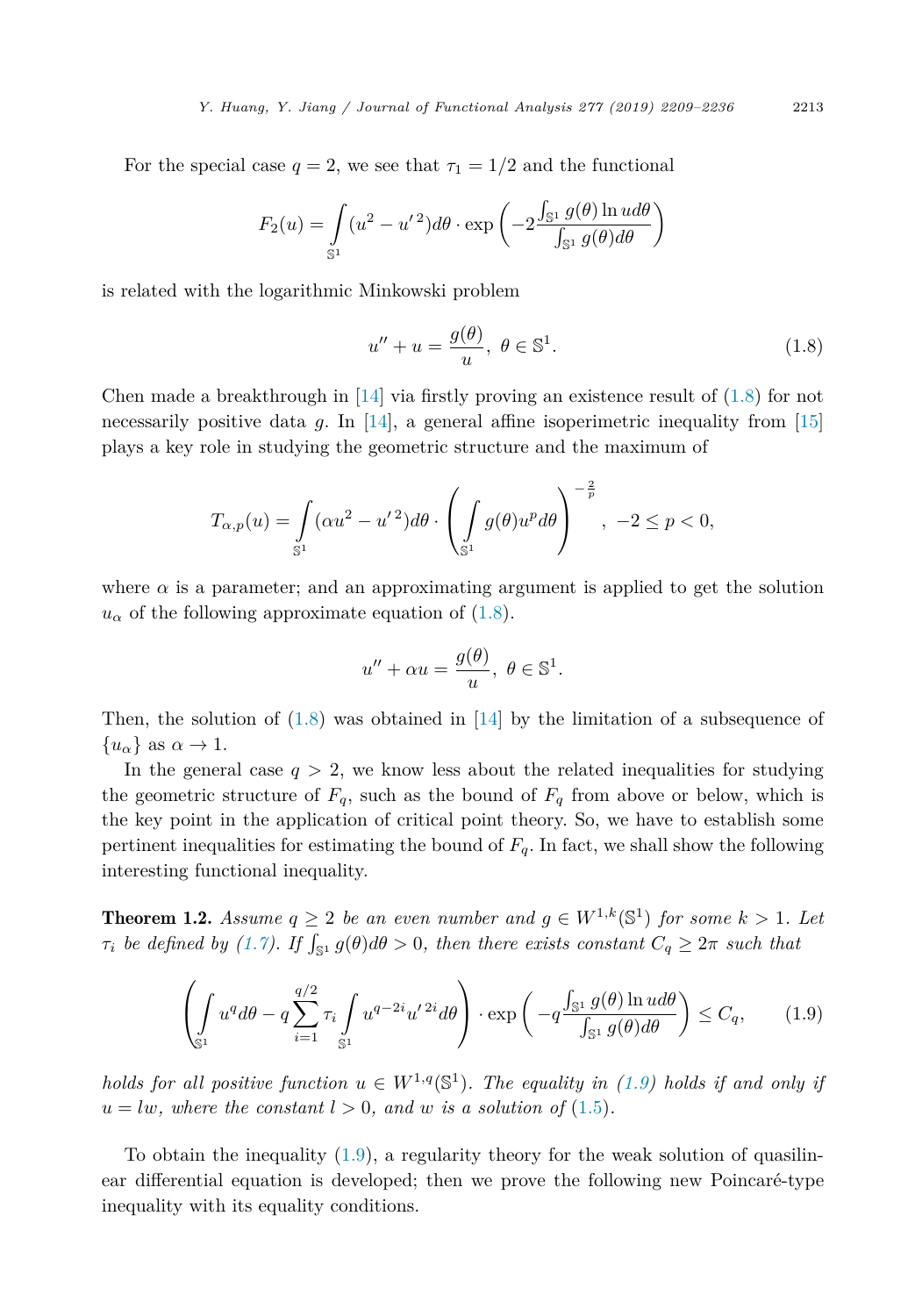For the special case $q = 2$, we see that $\tau_1 = 1/2$ and the functional

$$F_2(u) = \int_{\mathbb{S}^1} (u^2 - u'^2) d\theta \cdot \exp\left( -2 \frac{\int_{\mathbb{S}^1} g(\theta) \ln u d\theta}{\int_{\mathbb{S}^1} g(\theta) d\theta} \right)$$

is related with the logarithmic Minkowski problem

$$u'' + u = \frac{g(\theta)}{u}, \ \theta \in \mathbb{S}^1. \tag{1.8}$$

Chen made a breakthrough in [14] via firstly proving an existence result of (1.8) for not necessarily positive data $g$. In [14], a general affine isoperimetric inequality from [15] plays a key role in studying the geometric structure and the maximum of

$$T_{\alpha,p}(u) = \int_{\mathbb{S}^1} (\alpha u^2 - u'^2) d\theta \cdot \left( \int_{\mathbb{S}^1} g(\theta) u^p d\theta \right)^{-\frac{2}{p}}, \ -2 \leq p < 0,$$

where $\alpha$ is a parameter; and an approximating argument is applied to get the solution $u_\alpha$ of the following approximate equation of (1.8).

$$u'' + \alpha u = \frac{g(\theta)}{u}, \ \theta \in \mathbb{S}^1.$$

Then, the solution of (1.8) was obtained in [14] by the limitation of a subsequence of $\{u_\alpha\}$ as $\alpha \to 1$.

In the general case $q > 2$, we know less about the related inequalities for studying the geometric structure of $F_q$, such as the bound of $F_q$ from above or below, which is the key point in the application of critical point theory. So, we have to establish some pertinent inequalities for estimating the bound of $F_q$. In fact, we shall show the following interesting functional inequality.

**Theorem 1.2.** *Assume $q \geq 2$ be an even number and $g \in W^{1,k}(\mathbb{S}^1)$ for some $k > 1$. Let $\tau_i$ be defined by (1.7). If $\int_{\mathbb{S}^1} g(\theta) d\theta > 0$, then there exists constant $C_q \geq 2\pi$ such that*

$$\left( \int_{\mathbb{S}^1} u^q d\theta - q \sum_{i=1}^{q/2} \tau_i \int_{\mathbb{S}^1} u^{q-2i} u'^{2i} d\theta \right) \cdot \exp\left( -q \frac{\int_{\mathbb{S}^1} g(\theta) \ln u d\theta}{\int_{\mathbb{S}^1} g(\theta) d\theta} \right) \leq C_q, \tag{1.9}$$

*holds for all positive function $u \in W^{1,q}(\mathbb{S}^1)$. The equality in (1.9) holds if and only if $u = lw$, where the constant $l > 0$, and $w$ is a solution of (1.5).*

To obtain the inequality (1.9), a regularity theory for the weak solution of quasilinear differential equation is developed; then we prove the following new Poincaré-type inequality with its equality conditions.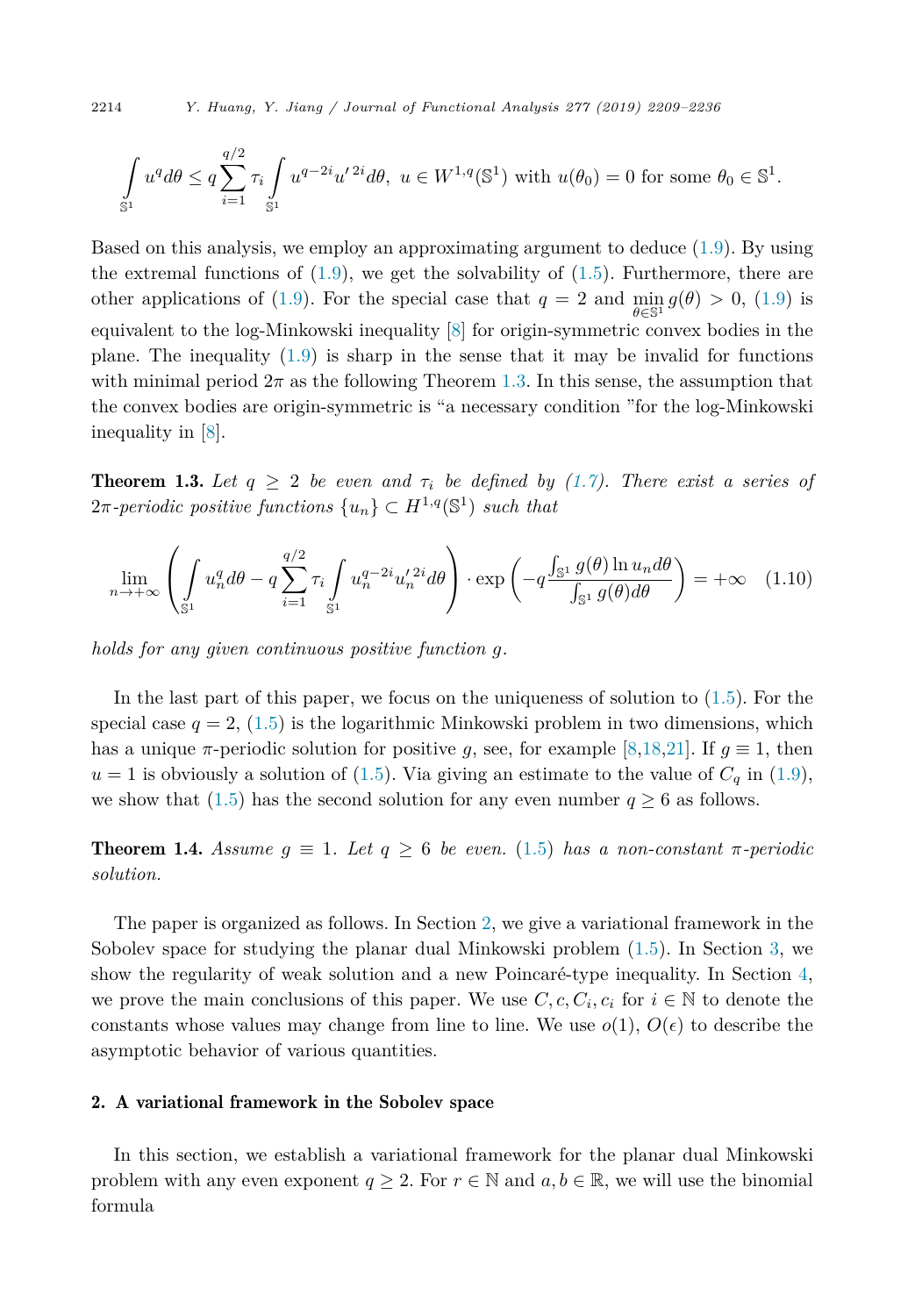$$\int_{\mathbb{S}^1} u^q d\theta \leq q\sum_{i=1}^{q/2}\tau_i \int_{\mathbb{S}^1} u^{q-2i}u'^{\,2i}d\theta,\ u\in W^{1,q}(\mathbb{S}^1) \text{ with } u(\theta_0)=0 \text{ for some } \theta_0\in\mathbb{S}^1.$$

Based on this analysis, we employ an approximating argument to deduce (1.9). By using the extremal functions of (1.9), we get the solvability of (1.5). Furthermore, there are other applications of (1.9). For the special case that $q=2$ and $\min_{\theta\in\mathbb{S}^1} g(\theta)>0$, (1.9) is equivalent to the log-Minkowski inequality [8] for origin-symmetric convex bodies in the plane. The inequality (1.9) is sharp in the sense that it may be invalid for functions with minimal period $2\pi$ as the following Theorem 1.3. In this sense, the assumption that the convex bodies are origin-symmetric is "a necessary condition "for the log-Minkowski inequality in [8].

**Theorem 1.3.** *Let $q\geq 2$ be even and $\tau_i$ be defined by (1.7). There exist a series of $2\pi$-periodic positive functions $\{u_n\}\subset H^{1,q}(\mathbb{S}^1)$ such that*

$$\lim_{n\to+\infty}\left(\int_{\mathbb{S}^1} u_n^q d\theta - q\sum_{i=1}^{q/2}\tau_i\int_{\mathbb{S}^1} u_n^{q-2i}u_n'^{\,2i}d\theta\right)\cdot \exp\left(-q\frac{\int_{\mathbb{S}^1} g(\theta)\ln u_n d\theta}{\int_{\mathbb{S}^1} g(\theta)d\theta}\right)=+\infty \quad (1.10)$$

*holds for any given continuous positive function $g$.*

In the last part of this paper, we focus on the uniqueness of solution to (1.5). For the special case $q=2$, (1.5) is the logarithmic Minkowski problem in two dimensions, which has a unique $\pi$-periodic solution for positive $g$, see, for example [8,18,21]. If $g\equiv 1$, then $u=1$ is obviously a solution of (1.5). Via giving an estimate to the value of $C_q$ in (1.9), we show that (1.5) has the second solution for any even number $q\geq 6$ as follows.

**Theorem 1.4.** *Assume $g\equiv 1$. Let $q\geq 6$ be even. (1.5) has a non-constant $\pi$-periodic solution.*

The paper is organized as follows. In Section 2, we give a variational framework in the Sobolev space for studying the planar dual Minkowski problem (1.5). In Section 3, we show the regularity of weak solution and a new Poincaré-type inequality. In Section 4, we prove the main conclusions of this paper. We use $C, c, C_i, c_i$ for $i\in\mathbb{N}$ to denote the constants whose values may change from line to line. We use $o(1)$, $O(\epsilon)$ to describe the asymptotic behavior of various quantities.

## 2. A variational framework in the Sobolev space

In this section, we establish a variational framework for the planar dual Minkowski problem with any even exponent $q\geq 2$. For $r\in\mathbb{N}$ and $a,b\in\mathbb{R}$, we will use the binomial formula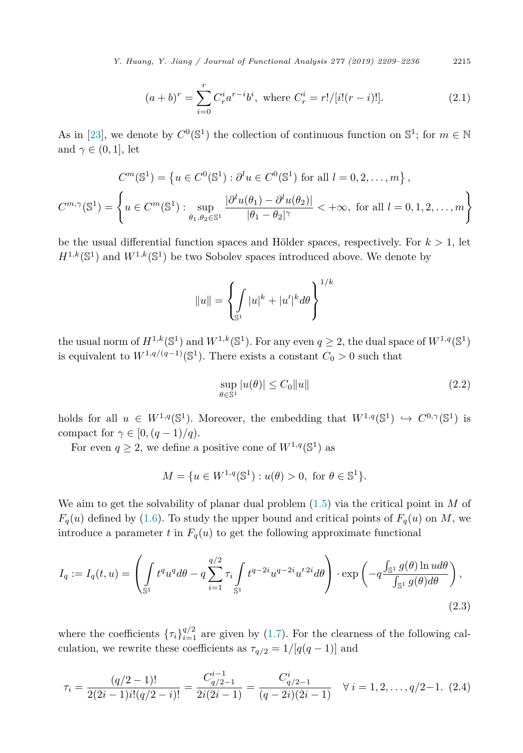$$(a+b)^r = \sum_{i=0}^{r} C_r^i a^{r-i} b^i, \text{ where } C_r^i = r!/[i!(r-i)!]. \tag{2.1}$$

As in [23], we denote by $C^0(\mathbb{S}^1)$ the collection of continuous function on $\mathbb{S}^1$; for $m \in \mathbb{N}$ and $\gamma \in (0,1]$, let

$$C^m(\mathbb{S}^1) = \left\{ u \in C^0(\mathbb{S}^1) : \partial^l u \in C^0(\mathbb{S}^1) \text{ for all } l = 0, 2, \ldots, m \right\},$$

$$C^{m,\gamma}(\mathbb{S}^1) = \left\{ u \in C^m(\mathbb{S}^1) : \sup_{\theta_1, \theta_2 \in \mathbb{S}^1} \frac{|\partial^l u(\theta_1) - \partial^l u(\theta_2)|}{|\theta_1 - \theta_2|^\gamma} < +\infty, \text{ for all } l = 0, 1, 2, \ldots, m \right\}$$

be the usual differential function spaces and Hölder spaces, respectively. For $k > 1$, let $H^{1,k}(\mathbb{S}^1)$ and $W^{1,k}(\mathbb{S}^1)$ be two Sobolev spaces introduced above. We denote by

$$\|u\| = \left\{ \int_{\mathbb{S}^1} |u|^k + |u'|^k d\theta \right\}^{1/k}$$

the usual norm of $H^{1,k}(\mathbb{S}^1)$ and $W^{1,k}(\mathbb{S}^1)$. For any even $q \geq 2$, the dual space of $W^{1,q}(\mathbb{S}^1)$ is equivalent to $W^{1,q/(q-1)}(\mathbb{S}^1)$. There exists a constant $C_0 > 0$ such that

$$\sup_{\theta \in \mathbb{S}^1} |u(\theta)| \leq C_0 \|u\| \tag{2.2}$$

holds for all $u \in W^{1,q}(\mathbb{S}^1)$. Moreover, the embedding that $W^{1,q}(\mathbb{S}^1) \hookrightarrow C^{0,\gamma}(\mathbb{S}^1)$ is compact for $\gamma \in [0, (q-1)/q)$.

For even $q \geq 2$, we define a positive cone of $W^{1,q}(\mathbb{S}^1)$ as

$$M = \{u \in W^{1,q}(\mathbb{S}^1) : u(\theta) > 0, \text{ for } \theta \in \mathbb{S}^1\}.$$

We aim to get the solvability of planar dual problem (1.5) via the critical point in $M$ of $F_q(u)$ defined by (1.6). To study the upper bound and critical points of $F_q(u)$ on $M$, we introduce a parameter $t$ in $F_q(u)$ to get the following approximate functional

$$I_q := I_q(t,u) = \left( \int_{\mathbb{S}^1} t^q u^q d\theta - q \sum_{i=1}^{q/2} \tau_i \int_{\mathbb{S}^1} t^{q-2i} u^{q-2i} u'^{\,2i} d\theta \right) \cdot \exp\left( -q \frac{\int_{\mathbb{S}^1} g(\theta) \ln u d\theta}{\int_{\mathbb{S}^1} g(\theta) d\theta} \right), \tag{2.3}$$

where the coefficients $\{\tau_i\}_{i=1}^{q/2}$ are given by (1.7). For the clearness of the following calculation, we rewrite these coefficients as $\tau_{q/2} = 1/[q(q-1)]$ and

$$\tau_i = \frac{(q/2-1)!}{2(2i-1)i!(q/2-i)!} = \frac{C_{q/2-1}^{i-1}}{2i(2i-1)} = \frac{C_{q/2-1}^{i}}{(q-2i)(2i-1)} \quad \forall\, i = 1, 2, \ldots, q/2-1. \tag{2.4}$$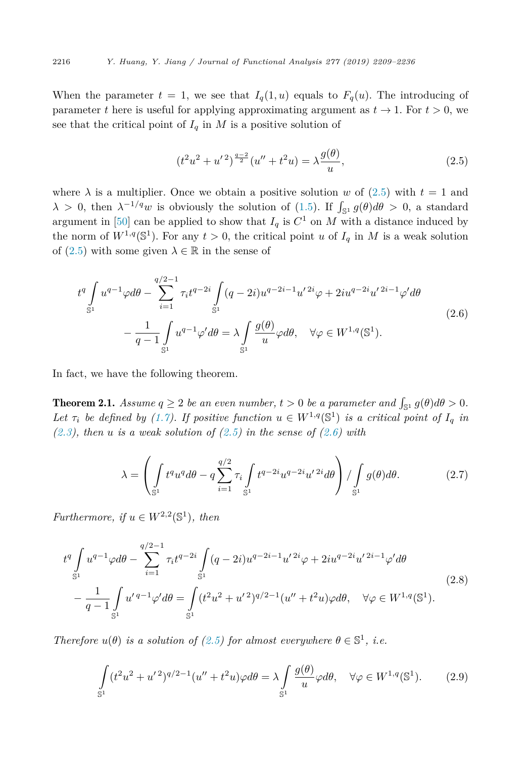When the parameter $t = 1$, we see that $I_q(1, u)$ equals to $F_q(u)$. The introducing of parameter $t$ here is useful for applying approximating argument as $t \to 1$. For $t > 0$, we see that the critical point of $I_q$ in $M$ is a positive solution of

$$
(t^2u^2 + u'^2)^{\frac{q-2}{2}}(u'' + t^2u) = \lambda\frac{g(\theta)}{u}, \tag{2.5}
$$

where $\lambda$ is a multiplier. Once we obtain a positive solution $w$ of (2.5) with $t = 1$ and $\lambda > 0$, then $\lambda^{-1/q}w$ is obviously the solution of (1.5). If $\int_{\mathbb{S}^1} g(\theta)d\theta > 0$, a standard argument in [50] can be applied to show that $I_q$ is $C^1$ on $M$ with a distance induced by the norm of $W^{1,q}(\mathbb{S}^1)$. For any $t > 0$, the critical point $u$ of $I_q$ in $M$ is a weak solution of (2.5) with some given $\lambda \in \mathbb{R}$ in the sense of

$$
\begin{aligned}
t^q\int_{\mathbb{S}^1} u^{q-1}\varphi d\theta - \sum_{i=1}^{q/2-1}\tau_i t^{q-2i}\int_{\mathbb{S}^1}(q-2i)u^{q-2i-1}u'^{2i}\varphi + 2iu^{q-2i}u'^{2i-1}\varphi' d\theta \\
- \frac{1}{q-1}\int_{\mathbb{S}^1} u^{q-1}\varphi' d\theta = \lambda\int_{\mathbb{S}^1}\frac{g(\theta)}{u}\varphi d\theta, \quad \forall\varphi \in W^{1,q}(\mathbb{S}^1).
\end{aligned} \tag{2.6}
$$

In fact, we have the following theorem.

**Theorem 2.1.** *Assume $q \geq 2$ be an even number, $t > 0$ be a parameter and $\int_{\mathbb{S}^1} g(\theta)d\theta > 0$. Let $\tau_i$ be defined by (1.7). If positive function $u \in W^{1,q}(\mathbb{S}^1)$ is a critical point of $I_q$ in (2.3), then $u$ is a weak solution of (2.5) in the sense of (2.6) with*

$$
\lambda = \left(\int_{\mathbb{S}^1} t^q u^q d\theta - q\sum_{i=1}^{q/2}\tau_i\int_{\mathbb{S}^1} t^{q-2i}u^{q-2i}u'^{2i}d\theta\right) / \int_{\mathbb{S}^1} g(\theta)d\theta. \tag{2.7}
$$

*Furthermore, if $u \in W^{2,2}(\mathbb{S}^1)$, then*

$$
\begin{aligned}
t^q\int_{\mathbb{S}^1} u^{q-1}\varphi d\theta - \sum_{i=1}^{q/2-1}\tau_i t^{q-2i}\int_{\mathbb{S}^1}(q-2i)u^{q-2i-1}u'^{2i}\varphi + 2iu^{q-2i}u'^{2i-1}\varphi' d\theta \\
- \frac{1}{q-1}\int_{\mathbb{S}^1} u'^{q-1}\varphi' d\theta = \int_{\mathbb{S}^1}(t^2u^2 + u'^2)^{q/2-1}(u'' + t^2u)\varphi d\theta, \quad \forall\varphi \in W^{1,q}(\mathbb{S}^1).
\end{aligned} \tag{2.8}
$$

*Therefore $u(\theta)$ is a solution of (2.5) for almost everywhere $\theta \in \mathbb{S}^1$, i.e.*

$$
\int_{\mathbb{S}^1}(t^2u^2 + u'^2)^{q/2-1}(u'' + t^2u)\varphi d\theta = \lambda\int_{\mathbb{S}^1}\frac{g(\theta)}{u}\varphi d\theta, \quad \forall\varphi \in W^{1,q}(\mathbb{S}^1). \tag{2.9}
$$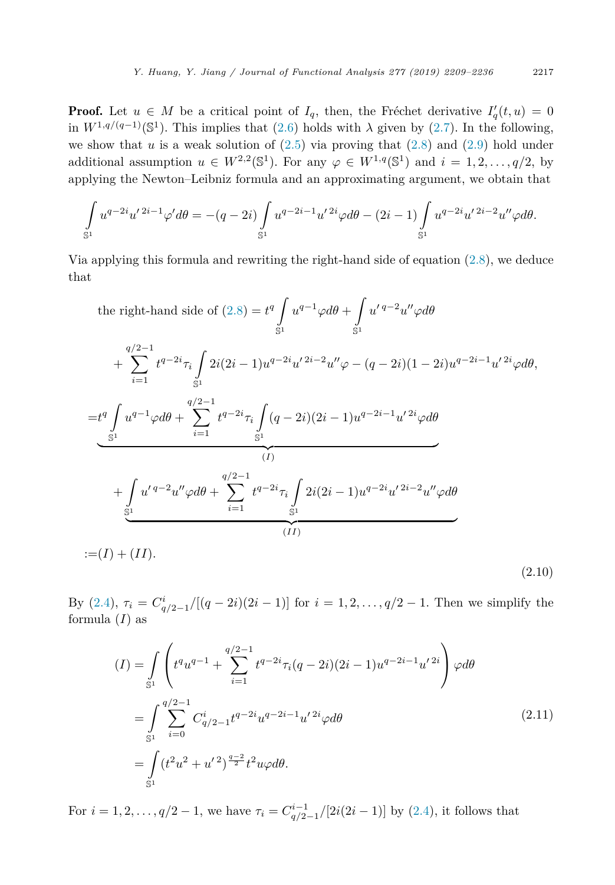**Proof.** Let $u \in M$ be a critical point of $I_q$, then, the Fréchet derivative $I_q'(t,u) = 0$ in $W^{1,q/(q-1)}(\mathbb{S}^1)$. This implies that (2.6) holds with $\lambda$ given by (2.7). In the following, we show that $u$ is a weak solution of (2.5) via proving that (2.8) and (2.9) hold under additional assumption $u \in W^{2,2}(\mathbb{S}^1)$. For any $\varphi \in W^{1,q}(\mathbb{S}^1)$ and $i = 1, 2, \ldots, q/2$, by applying the Newton–Leibniz formula and an approximating argument, we obtain that

$$\int_{\mathbb{S}^1} u^{q-2i} u'^{\,2i-1} \varphi' d\theta = -(q-2i) \int_{\mathbb{S}^1} u^{q-2i-1} u'^{\,2i} \varphi d\theta - (2i-1) \int_{\mathbb{S}^1} u^{q-2i} u'^{\,2i-2} u'' \varphi d\theta.$$

Via applying this formula and rewriting the right-hand side of equation (2.8), we deduce that

$$\begin{aligned}
&\text{the right-hand side of (2.8)} = t^q \int_{\mathbb{S}^1} u^{q-1} \varphi d\theta + \int_{\mathbb{S}^1} u'^{\,q-2} u'' \varphi d\theta \\
&\quad + \sum_{i=1}^{q/2-1} t^{q-2i} \tau_i \int_{\mathbb{S}^1} 2i(2i-1) u^{q-2i} u'^{\,2i-2} u'' \varphi - (q-2i)(1-2i) u^{q-2i-1} u'^{\,2i} \varphi d\theta, \\
&= \underbrace{t^q \int_{\mathbb{S}^1} u^{q-1} \varphi d\theta + \sum_{i=1}^{q/2-1} t^{q-2i} \tau_i \int_{\mathbb{S}^1} (q-2i)(2i-1) u^{q-2i-1} u'^{\,2i} \varphi d\theta}_{(I)} \\
&\quad + \underbrace{\int_{\mathbb{S}^1} u'^{\,q-2} u'' \varphi d\theta + \sum_{i=1}^{q/2-1} t^{q-2i} \tau_i \int_{\mathbb{S}^1} 2i(2i-1) u^{q-2i} u'^{\,2i-2} u'' \varphi d\theta}_{(II)} \\
&:= (I) + (II).
\end{aligned} \tag{2.10}$$

By (2.4), $\tau_i = C_{q/2-1}^{i} / [(q-2i)(2i-1)]$ for $i = 1, 2, \ldots, q/2-1$. Then we simplify the formula $(I)$ as

$$\begin{aligned}
(I) &= \int_{\mathbb{S}^1} \left( t^q u^{q-1} + \sum_{i=1}^{q/2-1} t^{q-2i} \tau_i (q-2i)(2i-1) u^{q-2i-1} u'^{\,2i} \right) \varphi d\theta \\
&= \int_{\mathbb{S}^1} \sum_{i=0}^{q/2-1} C_{q/2-1}^{i} t^{q-2i} u^{q-2i-1} u'^{\,2i} \varphi d\theta \\
&= \int_{\mathbb{S}^1} (t^2 u^2 + u'^{\,2})^{\frac{q-2}{2}} t^2 u \varphi d\theta.
\end{aligned} \tag{2.11}$$

For $i = 1, 2, \ldots, q/2-1$, we have $\tau_i = C_{q/2-1}^{i-1} / [2i(2i-1)]$ by (2.4), it follows that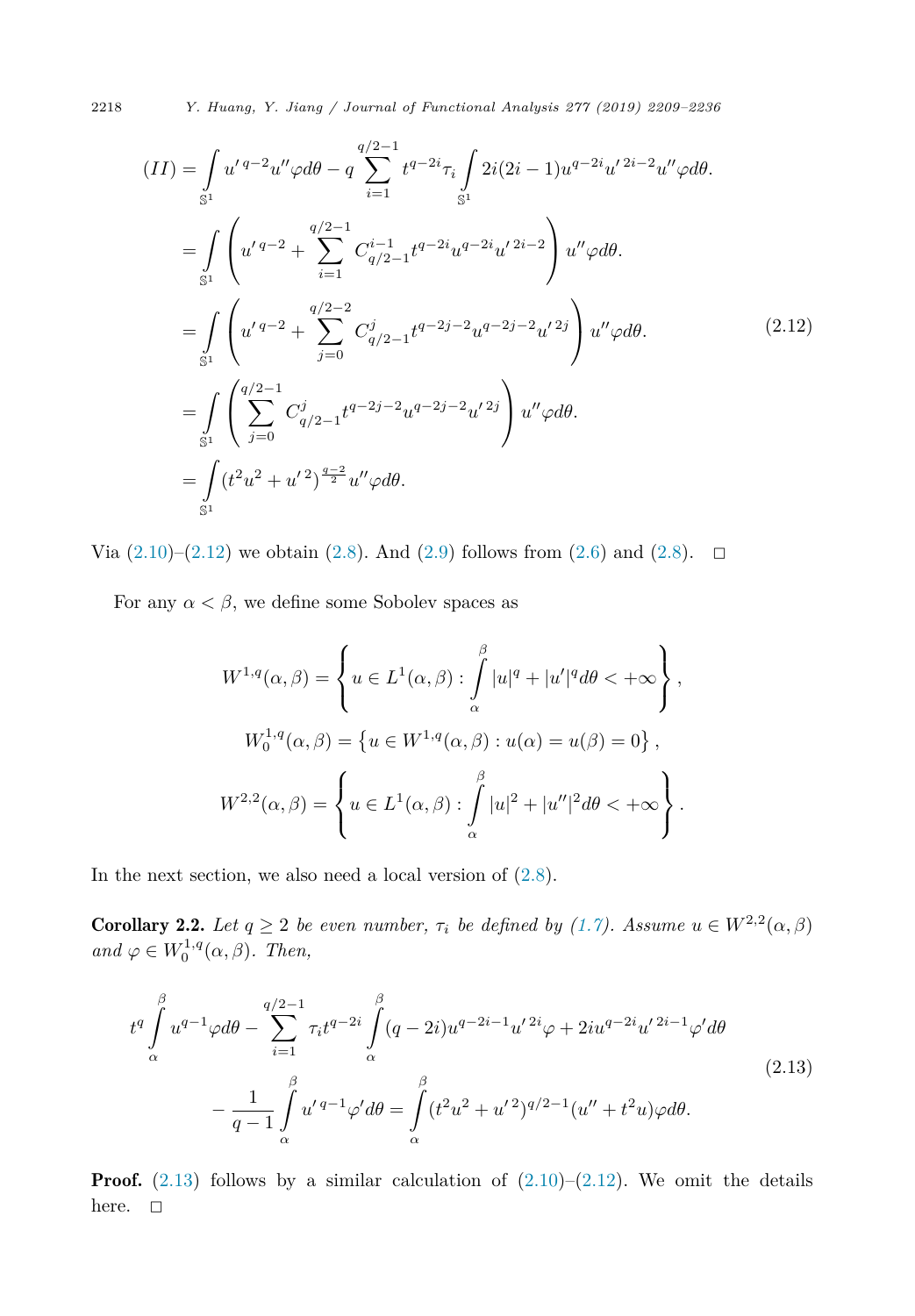$$
\begin{aligned}
(II) &= \int_{\mathbb{S}^1} u'^{\,q-2} u'' \varphi d\theta - q \sum_{i=1}^{q/2-1} t^{q-2i} \tau_i \int_{\mathbb{S}^1} 2i(2i-1) u^{q-2i} u'^{\,2i-2} u'' \varphi d\theta. \\
&= \int_{\mathbb{S}^1} \left( u'^{\,q-2} + \sum_{i=1}^{q/2-1} C_{q/2-1}^{i-1} t^{q-2i} u^{q-2i} u'^{\,2i-2} \right) u'' \varphi d\theta. \\
&= \int_{\mathbb{S}^1} \left( u'^{\,q-2} + \sum_{j=0}^{q/2-2} C_{q/2-1}^{j} t^{q-2j-2} u^{q-2j-2} u'^{\,2j} \right) u'' \varphi d\theta. \\
&= \int_{\mathbb{S}^1} \left( \sum_{j=0}^{q/2-1} C_{q/2-1}^{j} t^{q-2j-2} u^{q-2j-2} u'^{\,2j} \right) u'' \varphi d\theta. \\
&= \int_{\mathbb{S}^1} (t^2 u^2 + u'^{\,2})^{\frac{q-2}{2}} u'' \varphi d\theta.
\end{aligned}
\tag{2.12}
$$

Via (2.10)–(2.12) we obtain (2.8). And (2.9) follows from (2.6) and (2.8). $\square$

For any $\alpha < \beta$, we define some Sobolev spaces as

$$
W^{1,q}(\alpha,\beta) = \left\{ u \in L^1(\alpha,\beta) : \int_\alpha^\beta |u|^q + |u'|^q d\theta < +\infty \right\},
$$

$$
W_0^{1,q}(\alpha,\beta) = \left\{ u \in W^{1,q}(\alpha,\beta) : u(\alpha) = u(\beta) = 0 \right\},
$$

$$
W^{2,2}(\alpha,\beta) = \left\{ u \in L^1(\alpha,\beta) : \int_\alpha^\beta |u|^2 + |u''|^2 d\theta < +\infty \right\}.
$$

In the next section, we also need a local version of (2.8).

**Corollary 2.2.** *Let $q \geq 2$ be even number, $\tau_i$ be defined by (1.7). Assume $u \in W^{2,2}(\alpha,\beta)$ and $\varphi \in W_0^{1,q}(\alpha,\beta)$. Then,*

$$
\begin{aligned}
t^q \int_\alpha^\beta u^{q-1} \varphi d\theta - \sum_{i=1}^{q/2-1} \tau_i t^{q-2i} \int_\alpha^\beta (q-2i) u^{q-2i-1} u'^{\,2i} \varphi + 2i u^{q-2i} u'^{\,2i-1} \varphi' d\theta \\
- \frac{1}{q-1} \int_\alpha^\beta u'^{\,q-1} \varphi' d\theta = \int_\alpha^\beta (t^2 u^2 + u'^{\,2})^{q/2-1} (u'' + t^2 u) \varphi d\theta.
\end{aligned}
\tag{2.13}
$$

**Proof.** (2.13) follows by a similar calculation of (2.10)–(2.12). We omit the details here. $\square$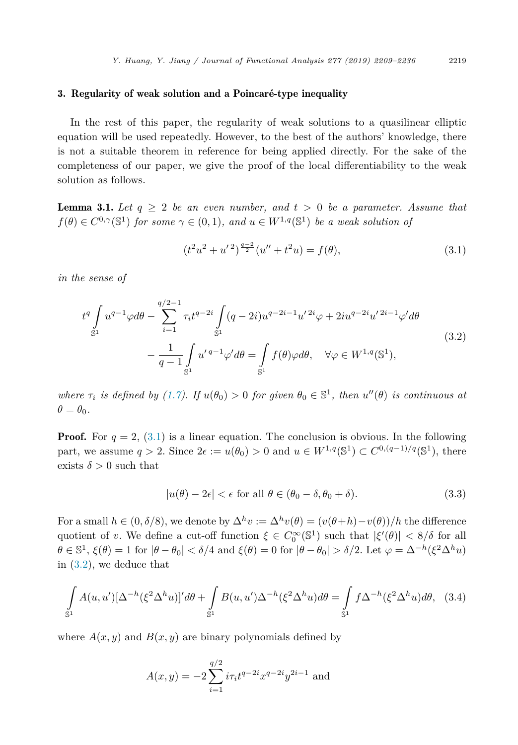## 3. Regularity of weak solution and a Poincaré-type inequality

In the rest of this paper, the regularity of weak solutions to a quasilinear elliptic equation will be used repeatedly. However, to the best of the authors' knowledge, there is not a suitable theorem in reference for being applied directly. For the sake of the completeness of our paper, we give the proof of the local differentiability to the weak solution as follows.

**Lemma 3.1.** *Let $q \geq 2$ be an even number, and $t > 0$ be a parameter. Assume that $f(\theta) \in C^{0,\gamma}(\mathbb{S}^1)$ for some $\gamma \in (0,1)$, and $u \in W^{1,q}(\mathbb{S}^1)$ be a weak solution of*

$$(t^2u^2 + u'^2)^{\frac{q-2}{2}}(u'' + t^2u) = f(\theta), \tag{3.1}$$

*in the sense of*

$$\begin{aligned} t^q \int_{\mathbb{S}^1} u^{q-1}\varphi d\theta - \sum_{i=1}^{q/2-1} \tau_i t^{q-2i} \int_{\mathbb{S}^1} (q-2i)u^{q-2i-1}u'^{2i}\varphi + 2iu^{q-2i}u'^{2i-1}\varphi' d\theta \\ - \frac{1}{q-1}\int_{\mathbb{S}^1} u'^{q-1}\varphi' d\theta = \int_{\mathbb{S}^1} f(\theta)\varphi d\theta, \quad \forall \varphi \in W^{1,q}(\mathbb{S}^1), \end{aligned} \tag{3.2}$$

*where $\tau_i$ is defined by (1.7). If $u(\theta_0) > 0$ for given $\theta_0 \in \mathbb{S}^1$, then $u''(\theta)$ is continuous at $\theta = \theta_0$.*

**Proof.** For $q = 2$, (3.1) is a linear equation. The conclusion is obvious. In the following part, we assume $q > 2$. Since $2\epsilon := u(\theta_0) > 0$ and $u \in W^{1,q}(\mathbb{S}^1) \subset C^{0,(q-1)/q}(\mathbb{S}^1)$, there exists $\delta > 0$ such that

$$|u(\theta) - 2\epsilon| < \epsilon \text{ for all } \theta \in (\theta_0 - \delta, \theta_0 + \delta). \tag{3.3}$$

For a small $h \in (0, \delta/8)$, we denote by $\Delta^h v := \Delta^h v(\theta) = (v(\theta+h) - v(\theta))/h$ the difference quotient of $v$. We define a cut-off function $\xi \in C_0^\infty(\mathbb{S}^1)$ such that $|\xi'(\theta)| < 8/\delta$ for all $\theta \in \mathbb{S}^1$, $\xi(\theta) = 1$ for $|\theta - \theta_0| < \delta/4$ and $\xi(\theta) = 0$ for $|\theta - \theta_0| > \delta/2$. Let $\varphi = \Delta^{-h}(\xi^2\Delta^h u)$ in (3.2), we deduce that

$$\int_{\mathbb{S}^1} A(u,u')[\Delta^{-h}(\xi^2\Delta^h u)]' d\theta + \int_{\mathbb{S}^1} B(u,u')\Delta^{-h}(\xi^2\Delta^h u) d\theta = \int_{\mathbb{S}^1} f\Delta^{-h}(\xi^2\Delta^h u) d\theta, \tag{3.4}$$

where $A(x,y)$ and $B(x,y)$ are binary polynomials defined by

$$A(x,y) = -2\sum_{i=1}^{q/2} i\tau_i t^{q-2i}x^{q-2i}y^{2i-1} \text{ and}$$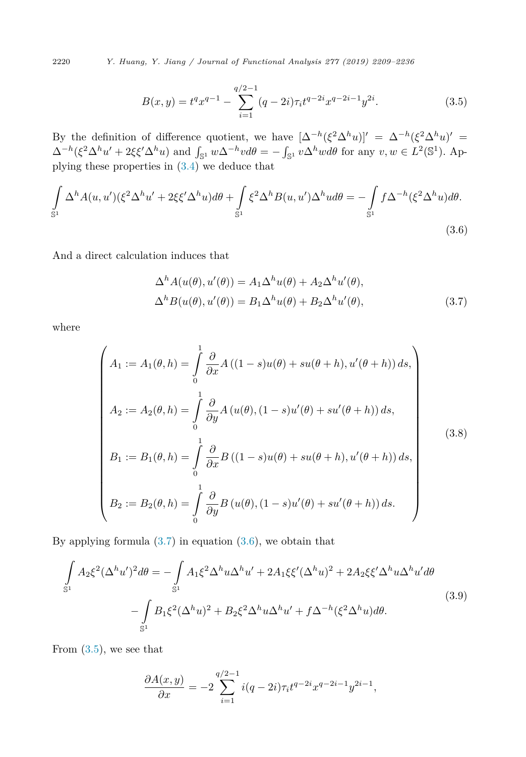$$B(x,y) = t^q x^{q-1} - \sum_{i=1}^{q/2-1} (q-2i)\tau_i t^{q-2i} x^{q-2i-1} y^{2i}. \tag{3.5}$$

By the definition of difference quotient, we have $[\Delta^{-h}(\xi^2 \Delta^h u)]' = \Delta^{-h}(\xi^2 \Delta^h u)' = \Delta^{-h}(\xi^2 \Delta^h u' + 2\xi\xi' \Delta^h u)$ and $\int_{\mathbb{S}^1} w \Delta^{-h} v d\theta = -\int_{\mathbb{S}^1} v \Delta^h w d\theta$ for any $v, w \in L^2(\mathbb{S}^1)$. Applying these properties in (3.4) we deduce that

$$\int_{\mathbb{S}^1} \Delta^h A(u,u')(\xi^2 \Delta^h u' + 2\xi\xi' \Delta^h u) d\theta + \int_{\mathbb{S}^1} \xi^2 \Delta^h B(u,u') \Delta^h u d\theta = -\int_{\mathbb{S}^1} f \Delta^{-h}(\xi^2 \Delta^h u) d\theta. \tag{3.6}$$

And a direct calculation induces that

$$\begin{aligned} \Delta^h A(u(\theta), u'(\theta)) &= A_1 \Delta^h u(\theta) + A_2 \Delta^h u'(\theta), \\ \Delta^h B(u(\theta), u'(\theta)) &= B_1 \Delta^h u(\theta) + B_2 \Delta^h u'(\theta), \end{aligned} \tag{3.7}$$

where

$$\begin{pmatrix} A_1 := A_1(\theta,h) = \displaystyle\int_0^1 \frac{\partial}{\partial x} A\left((1-s)u(\theta) + su(\theta+h), u'(\theta+h)\right) ds, \\ A_2 := A_2(\theta,h) = \displaystyle\int_0^1 \frac{\partial}{\partial y} A\left(u(\theta), (1-s)u'(\theta) + su'(\theta+h)\right) ds, \\ B_1 := B_1(\theta,h) = \displaystyle\int_0^1 \frac{\partial}{\partial x} B\left((1-s)u(\theta) + su(\theta+h), u'(\theta+h)\right) ds, \\ B_2 := B_2(\theta,h) = \displaystyle\int_0^1 \frac{\partial}{\partial y} B\left(u(\theta), (1-s)u'(\theta) + su'(\theta+h)\right) ds. \end{pmatrix} \tag{3.8}$$

By applying formula (3.7) in equation (3.6), we obtain that

$$\begin{aligned} \int_{\mathbb{S}^1} A_2 \xi^2 (\Delta^h u')^2 d\theta = &-\int_{\mathbb{S}^1} A_1 \xi^2 \Delta^h u \Delta^h u' + 2A_1 \xi\xi' (\Delta^h u)^2 + 2A_2 \xi\xi' \Delta^h u \Delta^h u' d\theta \\ &- \int_{\mathbb{S}^1} B_1 \xi^2 (\Delta^h u)^2 + B_2 \xi^2 \Delta^h u \Delta^h u' + f \Delta^{-h}(\xi^2 \Delta^h u) d\theta. \end{aligned} \tag{3.9}$$

From (3.5), we see that

$$\frac{\partial A(x,y)}{\partial x} = -2 \sum_{i=1}^{q/2-1} i(q-2i)\tau_i t^{q-2i} x^{q-2i-1} y^{2i-1},$$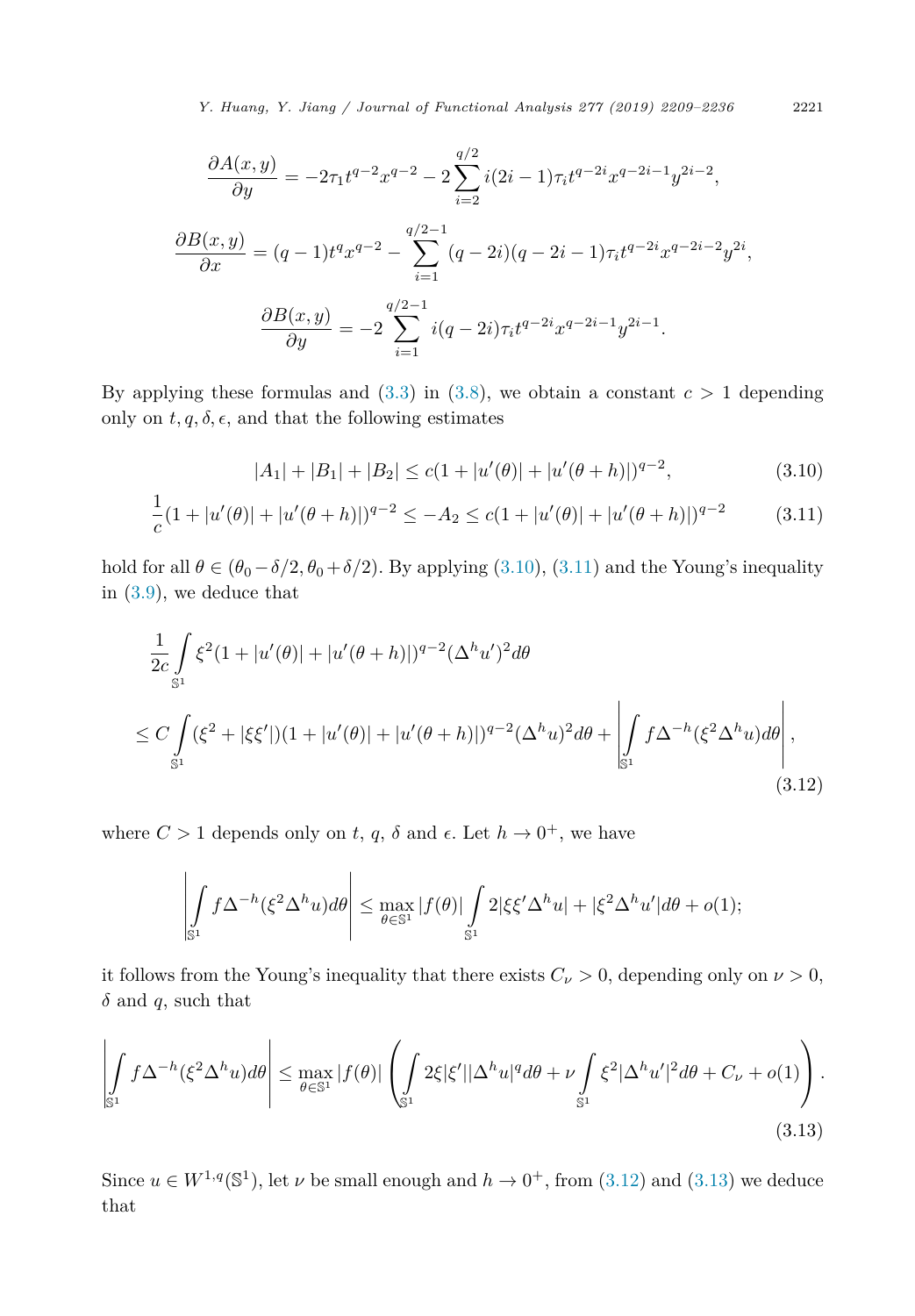$$\frac{\partial A(x,y)}{\partial y} = -2\tau_1 t^{q-2} x^{q-2} - 2\sum_{i=2}^{q/2} i(2i-1)\tau_i t^{q-2i} x^{q-2i-1} y^{2i-2},$$

$$\frac{\partial B(x,y)}{\partial x} = (q-1)t^q x^{q-2} - \sum_{i=1}^{q/2-1} (q-2i)(q-2i-1)\tau_i t^{q-2i} x^{q-2i-2} y^{2i},$$

$$\frac{\partial B(x,y)}{\partial y} = -2\sum_{i=1}^{q/2-1} i(q-2i)\tau_i t^{q-2i} x^{q-2i-1} y^{2i-1}.$$

By applying these formulas and (3.3) in (3.8), we obtain a constant $c > 1$ depending only on $t, q, \delta, \epsilon$, and that the following estimates

$$|A_1| + |B_1| + |B_2| \le c(1 + |u'(\theta)| + |u'(\theta+h)|)^{q-2}, \tag{3.10}$$

$$\frac{1}{c}(1 + |u'(\theta)| + |u'(\theta+h)|)^{q-2} \le -A_2 \le c(1 + |u'(\theta)| + |u'(\theta+h)|)^{q-2} \tag{3.11}$$

hold for all $\theta \in (\theta_0 - \delta/2, \theta_0 + \delta/2)$. By applying (3.10), (3.11) and the Young's inequality in (3.9), we deduce that

$$\begin{aligned}
&\frac{1}{2c}\int_{\mathbb{S}^1} \xi^2 (1 + |u'(\theta)| + |u'(\theta+h)|)^{q-2} (\Delta^h u')^2 d\theta \\
&\le C\int_{\mathbb{S}^1} (\xi^2 + |\xi\xi'|)(1 + |u'(\theta)| + |u'(\theta+h)|)^{q-2} (\Delta^h u)^2 d\theta + \left|\int_{\mathbb{S}^1} f\Delta^{-h}(\xi^2 \Delta^h u) d\theta\right|,
\end{aligned} \tag{3.12}$$

where $C > 1$ depends only on $t$, $q$, $\delta$ and $\epsilon$. Let $h \to 0^+$, we have

$$\left|\int_{\mathbb{S}^1} f\Delta^{-h}(\xi^2 \Delta^h u) d\theta\right| \le \max_{\theta \in \mathbb{S}^1} |f(\theta)| \int_{\mathbb{S}^1} 2|\xi\xi' \Delta^h u| + |\xi^2 \Delta^h u'| d\theta + o(1);$$

it follows from the Young's inequality that there exists $C_\nu > 0$, depending only on $\nu > 0$, $\delta$ and $q$, such that

$$\left|\int_{\mathbb{S}^1} f\Delta^{-h}(\xi^2 \Delta^h u) d\theta\right| \le \max_{\theta \in \mathbb{S}^1} |f(\theta)| \left(\int_{\mathbb{S}^1} 2\xi|\xi'||\Delta^h u|^q d\theta + \nu\int_{\mathbb{S}^1} \xi^2 |\Delta^h u'|^2 d\theta + C_\nu + o(1)\right). \tag{3.13}$$

Since $u \in W^{1,q}(\mathbb{S}^1)$, let $\nu$ be small enough and $h \to 0^+$, from (3.12) and (3.13) we deduce that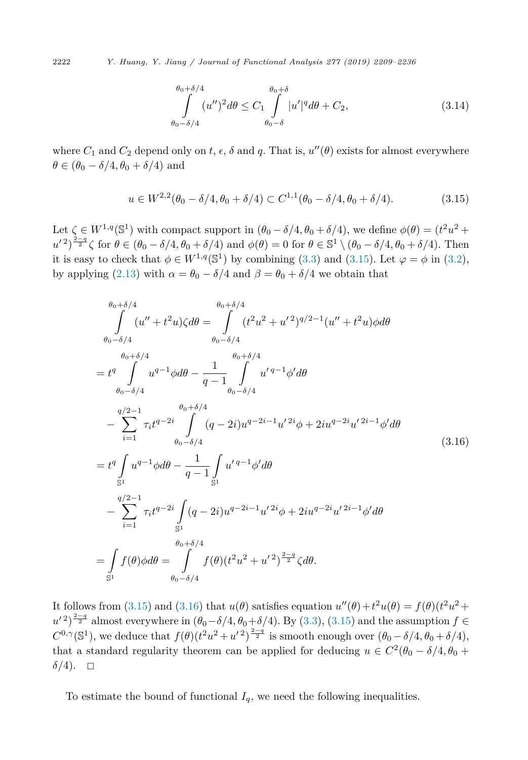$$
\int_{\theta_0-\delta/4}^{\theta_0+\delta/4} (u'')^2 d\theta \leq C_1 \int_{\theta_0-\delta}^{\theta_0+\delta} |u'|^q d\theta + C_2, \tag{3.14}
$$

where $C_1$ and $C_2$ depend only on $t$, $\epsilon$, $\delta$ and $q$. That is, $u''(\theta)$ exists for almost everywhere $\theta \in (\theta_0 - \delta/4, \theta_0 + \delta/4)$ and

$$
u \in W^{2,2}(\theta_0 - \delta/4, \theta_0 + \delta/4) \subset C^{1,1}(\theta_0 - \delta/4, \theta_0 + \delta/4). \tag{3.15}
$$

Let $\zeta \in W^{1,q}(\mathbb{S}^1)$ with compact support in $(\theta_0 - \delta/4, \theta_0 + \delta/4)$, we define $\phi(\theta) = (t^2u^2 + u'^2)^{\frac{2-q}{2}}\zeta$ for $\theta \in (\theta_0 - \delta/4, \theta_0 + \delta/4)$ and $\phi(\theta) = 0$ for $\theta \in \mathbb{S}^1 \setminus (\theta_0 - \delta/4, \theta_0 + \delta/4)$. Then it is easy to check that $\phi \in W^{1,q}(\mathbb{S}^1)$ by combining (3.3) and (3.15). Let $\varphi = \phi$ in (3.2), by applying (2.13) with $\alpha = \theta_0 - \delta/4$ and $\beta = \theta_0 + \delta/4$ we obtain that

$$
\begin{aligned}
&\int_{\theta_0-\delta/4}^{\theta_0+\delta/4} (u'' + t^2u)\zeta d\theta = \int_{\theta_0-\delta/4}^{\theta_0+\delta/4} (t^2u^2 + u'^2)^{q/2-1}(u'' + t^2u)\phi d\theta \\
&= t^q \int_{\theta_0-\delta/4}^{\theta_0+\delta/4} u^{q-1}\phi d\theta - \frac{1}{q-1}\int_{\theta_0-\delta/4}^{\theta_0+\delta/4} u'^{\,q-1}\phi' d\theta \\
&\quad - \sum_{i=1}^{q/2-1} \tau_i t^{q-2i} \int_{\theta_0-\delta/4}^{\theta_0+\delta/4} (q-2i)u^{q-2i-1}u'^{\,2i}\phi + 2iu^{q-2i}u'^{\,2i-1}\phi' d\theta \\
&= t^q \int_{\mathbb{S}^1} u^{q-1}\phi d\theta - \frac{1}{q-1}\int_{\mathbb{S}^1} u'^{\,q-1}\phi' d\theta \\
&\quad - \sum_{i=1}^{q/2-1} \tau_i t^{q-2i} \int_{\mathbb{S}^1} (q-2i)u^{q-2i-1}u'^{\,2i}\phi + 2iu^{q-2i}u'^{\,2i-1}\phi' d\theta \\
&= \int_{\mathbb{S}^1} f(\theta)\phi d\theta = \int_{\theta_0-\delta/4}^{\theta_0+\delta/4} f(\theta)(t^2u^2 + u'^2)^{\frac{2-q}{2}}\zeta d\theta.
\end{aligned} \tag{3.16}
$$

It follows from (3.15) and (3.16) that $u(\theta)$ satisfies equation $u''(\theta) + t^2u(\theta) = f(\theta)(t^2u^2 + u'^2)^{\frac{2-q}{2}}$ almost everywhere in $(\theta_0 - \delta/4, \theta_0 + \delta/4)$. By (3.3), (3.15) and the assumption $f \in C^{0,\gamma}(\mathbb{S}^1)$, we deduce that $f(\theta)(t^2u^2 + u'^2)^{\frac{2-q}{2}}$ is smooth enough over $(\theta_0 - \delta/4, \theta_0 + \delta/4)$, that a standard regularity theorem can be applied for deducing $u \in C^2(\theta_0 - \delta/4, \theta_0 + \delta/4)$. $\square$

To estimate the bound of functional $I_q$, we need the following inequalities.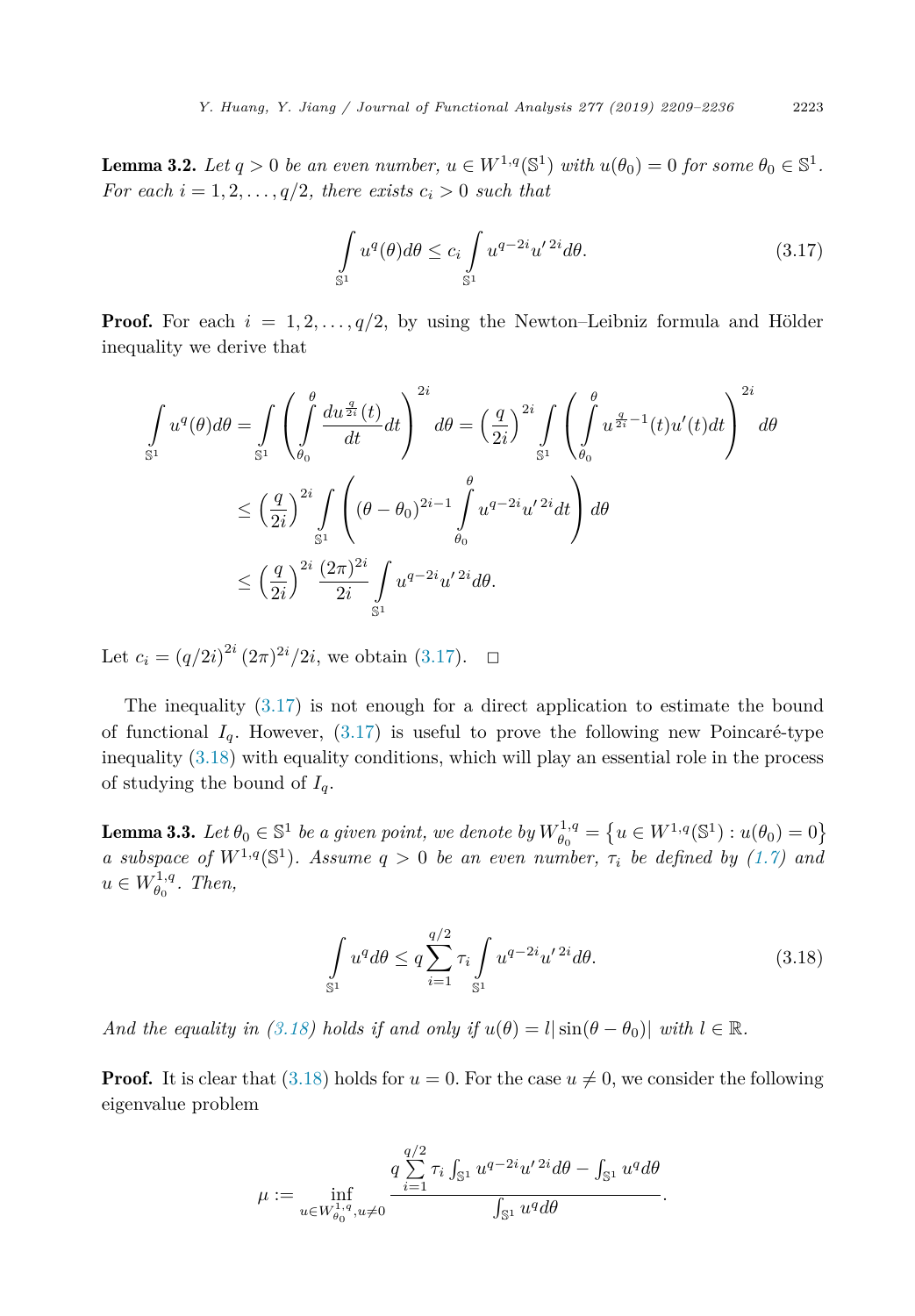**Lemma 3.2.** *Let $q > 0$ be an even number, $u \in W^{1,q}(\mathbb{S}^1)$ with $u(\theta_0) = 0$ for some $\theta_0 \in \mathbb{S}^1$. For each $i = 1, 2, \ldots, q/2$, there exists $c_i > 0$ such that*

$$\int_{\mathbb{S}^1} u^q(\theta) d\theta \leq c_i \int_{\mathbb{S}^1} u^{q-2i} u'^{\,2i} d\theta. \tag{3.17}$$

**Proof.** For each $i = 1, 2, \ldots, q/2$, by using the Newton–Leibniz formula and Hölder inequality we derive that

$$\begin{aligned}
\int_{\mathbb{S}^1} u^q(\theta) d\theta &= \int_{\mathbb{S}^1} \left( \int_{\theta_0}^{\theta} \frac{du^{\frac{q}{2i}}(t)}{dt} dt \right)^{2i} d\theta = \left( \frac{q}{2i} \right)^{2i} \int_{\mathbb{S}^1} \left( \int_{\theta_0}^{\theta} u^{\frac{q}{2i}-1}(t) u'(t) dt \right)^{2i} d\theta \\
&\leq \left( \frac{q}{2i} \right)^{2i} \int_{\mathbb{S}^1} \left( (\theta - \theta_0)^{2i-1} \int_{\theta_0}^{\theta} u^{q-2i} u'^{\,2i} dt \right) d\theta \\
&\leq \left( \frac{q}{2i} \right)^{2i} \frac{(2\pi)^{2i}}{2i} \int_{\mathbb{S}^1} u^{q-2i} u'^{\,2i} d\theta.
\end{aligned}$$

Let $c_i = (q/2i)^{2i} (2\pi)^{2i}/2i$, we obtain (3.17). $\square$

The inequality (3.17) is not enough for a direct application to estimate the bound of functional $I_q$. However, (3.17) is useful to prove the following new Poincaré-type inequality (3.18) with equality conditions, which will play an essential role in the process of studying the bound of $I_q$.

**Lemma 3.3.** *Let $\theta_0 \in \mathbb{S}^1$ be a given point, we denote by $W^{1,q}_{\theta_0} = \{ u \in W^{1,q}(\mathbb{S}^1) : u(\theta_0) = 0 \}$ a subspace of $W^{1,q}(\mathbb{S}^1)$. Assume $q > 0$ be an even number, $\tau_i$ be defined by (1.7) and $u \in W^{1,q}_{\theta_0}$. Then,*

$$\int_{\mathbb{S}^1} u^q d\theta \leq q \sum_{i=1}^{q/2} \tau_i \int_{\mathbb{S}^1} u^{q-2i} u'^{\,2i} d\theta. \tag{3.18}$$

*And the equality in (3.18) holds if and only if $u(\theta) = l|\sin(\theta - \theta_0)|$ with $l \in \mathbb{R}$.*

**Proof.** It is clear that (3.18) holds for $u = 0$. For the case $u \neq 0$, we consider the following eigenvalue problem

$$\mu := \inf_{u \in W^{1,q}_{\theta_0}, u \neq 0} \frac{q \sum\limits_{i=1}^{q/2} \tau_i \int_{\mathbb{S}^1} u^{q-2i} u'^{\,2i} d\theta - \int_{\mathbb{S}^1} u^q d\theta}{\int_{\mathbb{S}^1} u^q d\theta}.$$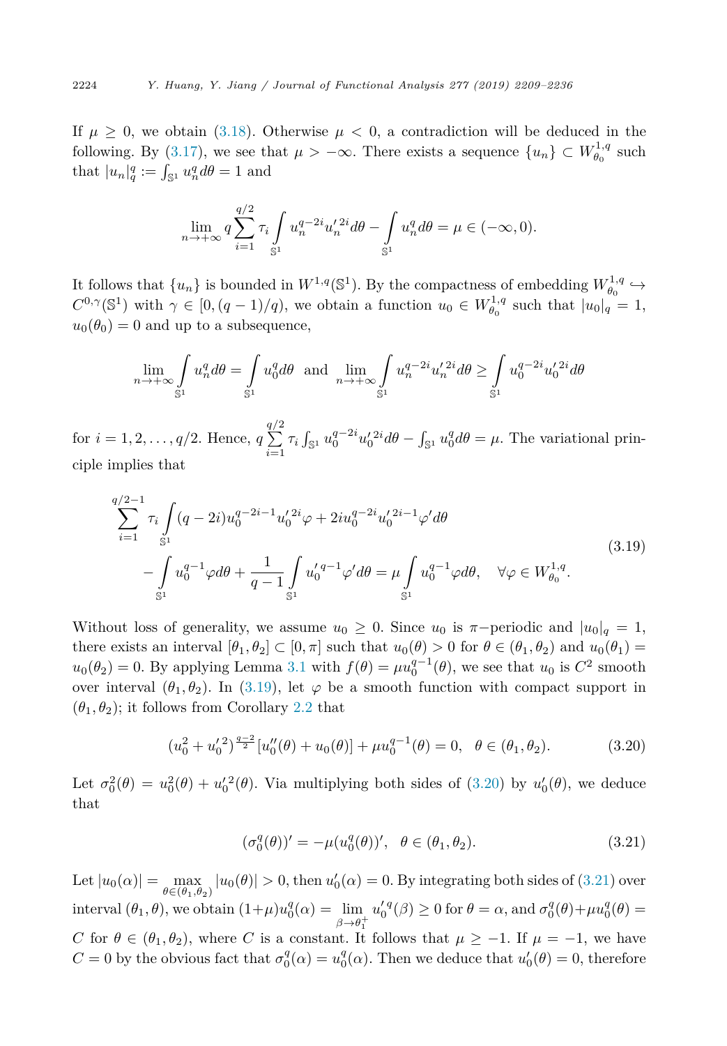If $\mu \geq 0$, we obtain (3.18). Otherwise $\mu < 0$, a contradiction will be deduced in the following. By (3.17), we see that $\mu > -\infty$. There exists a sequence $\{u_n\} \subset W^{1,q}_{\theta_0}$ such that $|u_n|_q^q := \int_{\mathbb{S}^1} u_n^q d\theta = 1$ and

$$\lim_{n\to+\infty} q \sum_{i=1}^{q/2} \tau_i \int_{\mathbb{S}^1} u_n^{q-2i} {u_n'}^{2i} d\theta - \int_{\mathbb{S}^1} u_n^q d\theta = \mu \in (-\infty, 0).$$

It follows that $\{u_n\}$ is bounded in $W^{1,q}(\mathbb{S}^1)$. By the compactness of embedding $W^{1,q}_{\theta_0} \hookrightarrow C^{0,\gamma}(\mathbb{S}^1)$ with $\gamma \in [0, (q-1)/q)$, we obtain a function $u_0 \in W^{1,q}_{\theta_0}$ such that $|u_0|_q = 1$, $u_0(\theta_0) = 0$ and up to a subsequence,

$$\lim_{n\to+\infty} \int_{\mathbb{S}^1} u_n^q d\theta = \int_{\mathbb{S}^1} u_0^q d\theta \quad \text{and} \quad \lim_{n\to+\infty} \int_{\mathbb{S}^1} u_n^{q-2i} {u_n'}^{2i} d\theta \geq \int_{\mathbb{S}^1} u_0^{q-2i} {u_0'}^{2i} d\theta$$

for $i = 1, 2, \ldots, q/2$. Hence, $q \sum_{i=1}^{q/2} \tau_i \int_{\mathbb{S}^1} u_0^{q-2i} {u_0'}^{2i} d\theta - \int_{\mathbb{S}^1} u_0^q d\theta = \mu$. The variational principle implies that

$$\begin{aligned}
&\sum_{i=1}^{q/2-1} \tau_i \int_{\mathbb{S}^1} (q-2i) u_0^{q-2i-1} {u_0'}^{2i} \varphi + 2i u_0^{q-2i} {u_0'}^{2i-1} \varphi' d\theta \\
&\quad - \int_{\mathbb{S}^1} u_0^{q-1} \varphi d\theta + \frac{1}{q-1} \int_{\mathbb{S}^1} {u_0'}^{q-1} \varphi' d\theta = \mu \int_{\mathbb{S}^1} u_0^{q-1} \varphi d\theta, \quad \forall \varphi \in W^{1,q}_{\theta_0}.
\end{aligned} \tag{3.19}$$

Without loss of generality, we assume $u_0 \geq 0$. Since $u_0$ is $\pi-$periodic and $|u_0|_q = 1$, there exists an interval $[\theta_1, \theta_2] \subset [0, \pi]$ such that $u_0(\theta) > 0$ for $\theta \in (\theta_1, \theta_2)$ and $u_0(\theta_1) = u_0(\theta_2) = 0$. By applying Lemma 3.1 with $f(\theta) = \mu u_0^{q-1}(\theta)$, we see that $u_0$ is $C^2$ smooth over interval $(\theta_1, \theta_2)$. In (3.19), let $\varphi$ be a smooth function with compact support in $(\theta_1, \theta_2)$; it follows from Corollary 2.2 that

$$(u_0^2 + {u_0'}^2)^{\frac{q-2}{2}} [u_0''(\theta) + u_0(\theta)] + \mu u_0^{q-1}(\theta) = 0, \quad \theta \in (\theta_1, \theta_2). \tag{3.20}$$

Let $\sigma_0^2(\theta) = u_0^2(\theta) + {u_0'}^2(\theta)$. Via multiplying both sides of (3.20) by $u_0'(\theta)$, we deduce that

$$(\sigma_0^q(\theta))' = -\mu (u_0^q(\theta))', \quad \theta \in (\theta_1, \theta_2). \tag{3.21}$$

Let $|u_0(\alpha)| = \max_{\theta \in (\theta_1, \theta_2)} |u_0(\theta)| > 0$, then $u_0'(\alpha) = 0$. By integrating both sides of (3.21) over interval $(\theta_1, \theta)$, we obtain $(1+\mu) u_0^q(\alpha) = \lim_{\beta \to \theta_1^+} {u_0'}^q(\beta) \geq 0$ for $\theta = \alpha$, and $\sigma_0^q(\theta) + \mu u_0^q(\theta) = C$ for $\theta \in (\theta_1, \theta_2)$, where $C$ is a constant. It follows that $\mu \geq -1$. If $\mu = -1$, we have $C = 0$ by the obvious fact that $\sigma_0^q(\alpha) = u_0^q(\alpha)$. Then we deduce that $u_0'(\theta) = 0$, therefore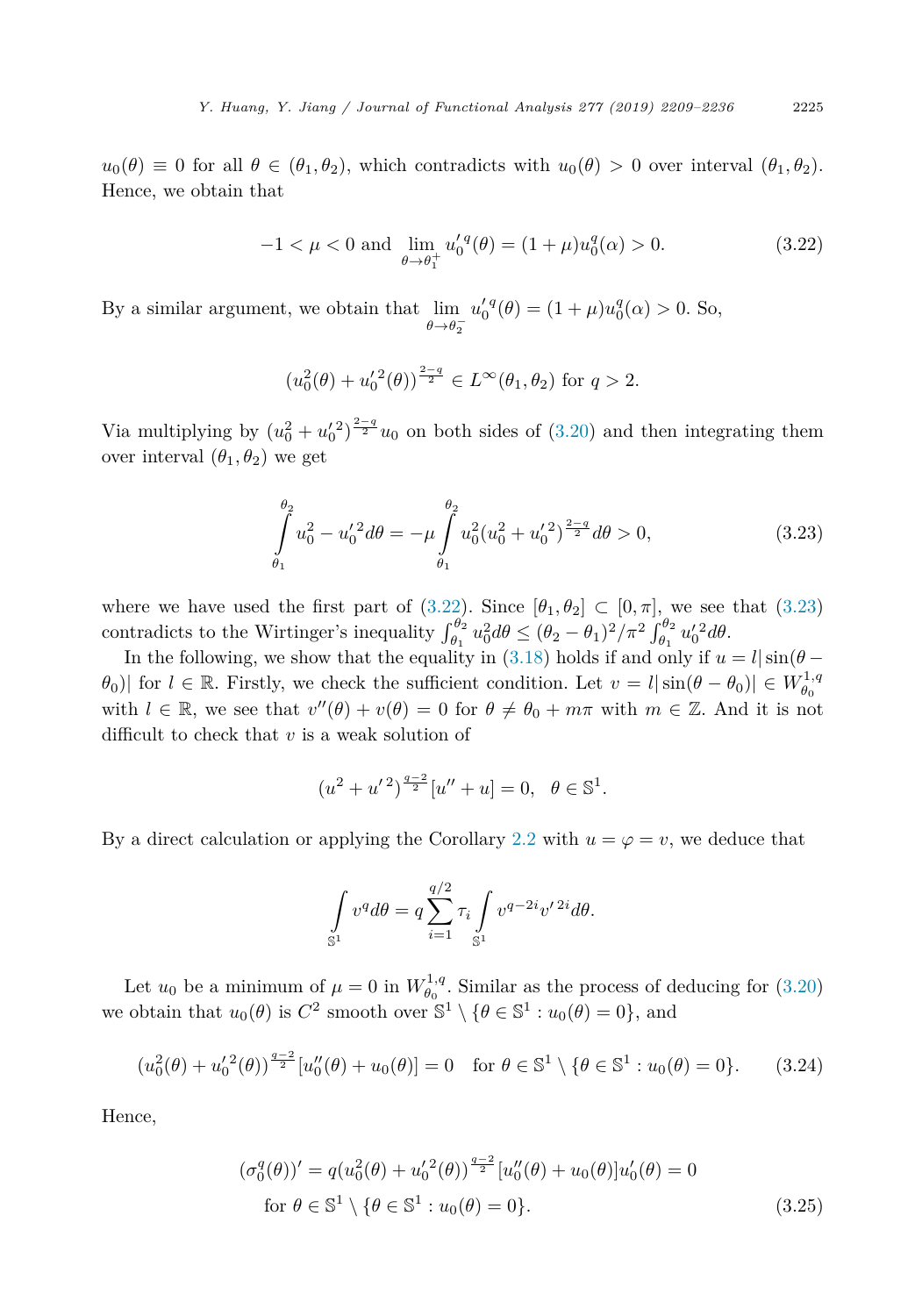$u_0(\theta) \equiv 0$ for all $\theta \in (\theta_1, \theta_2)$, which contradicts with $u_0(\theta) > 0$ over interval $(\theta_1, \theta_2)$. Hence, we obtain that

$$-1 < \mu < 0 \text{ and } \lim_{\theta \to \theta_1^+} {u_0'}^q(\theta) = (1+\mu) u_0^q(\alpha) > 0. \tag{3.22}$$

By a similar argument, we obtain that $\lim_{\theta \to \theta_2^-} {u_0'}^q(\theta) = (1+\mu) u_0^q(\alpha) > 0$. So,

$$(u_0^2(\theta) + {u_0'}^2(\theta))^{\frac{2-q}{2}} \in L^\infty(\theta_1, \theta_2) \text{ for } q > 2.$$

Via multiplying by $(u_0^2 + {u_0'}^2)^{\frac{2-q}{2}} u_0$ on both sides of (3.20) and then integrating them over interval $(\theta_1, \theta_2)$ we get

$$\int_{\theta_1}^{\theta_2} u_0^2 - {u_0'}^2 d\theta = -\mu \int_{\theta_1}^{\theta_2} u_0^2 (u_0^2 + {u_0'}^2)^{\frac{2-q}{2}} d\theta > 0, \tag{3.23}$$

where we have used the first part of (3.22). Since $[\theta_1, \theta_2] \subset [0, \pi]$, we see that (3.23) contradicts to the Wirtinger's inequality $\int_{\theta_1}^{\theta_2} u_0^2 d\theta \le (\theta_2 - \theta_1)^2/\pi^2 \int_{\theta_1}^{\theta_2} {u_0'}^2 d\theta$.

In the following, we show that the equality in (3.18) holds if and only if $u = l|\sin(\theta - \theta_0)|$ for $l \in \mathbb{R}$. Firstly, we check the sufficient condition. Let $v = l|\sin(\theta - \theta_0)| \in W^{1,q}_{\theta_0}$ with $l \in \mathbb{R}$, we see that $v''(\theta) + v(\theta) = 0$ for $\theta \neq \theta_0 + m\pi$ with $m \in \mathbb{Z}$. And it is not difficult to check that $v$ is a weak solution of

$$(u^2 + {u'}^2)^{\frac{q-2}{2}} [u'' + u] = 0, \quad \theta \in \mathbb{S}^1.$$

By a direct calculation or applying the Corollary 2.2 with $u = \varphi = v$, we deduce that

$$\int_{\mathbb{S}^1} v^q d\theta = q \sum_{i=1}^{q/2} \tau_i \int_{\mathbb{S}^1} v^{q-2i} {v'}^{2i} d\theta.$$

Let $u_0$ be a minimum of $\mu = 0$ in $W^{1,q}_{\theta_0}$. Similar as the process of deducing for (3.20) we obtain that $u_0(\theta)$ is $C^2$ smooth over $\mathbb{S}^1 \setminus \{\theta \in \mathbb{S}^1 : u_0(\theta) = 0\}$, and

$$(u_0^2(\theta) + {u_0'}^2(\theta))^{\frac{q-2}{2}} [u_0''(\theta) + u_0(\theta)] = 0 \quad \text{for } \theta \in \mathbb{S}^1 \setminus \{\theta \in \mathbb{S}^1 : u_0(\theta) = 0\}. \tag{3.24}$$

Hence,

$$\begin{aligned}(\sigma_0^q(\theta))' &= q(u_0^2(\theta) + {u_0'}^2(\theta))^{\frac{q-2}{2}} [u_0''(\theta) + u_0(\theta)] u_0'(\theta) = 0 \\ &\text{for } \theta \in \mathbb{S}^1 \setminus \{\theta \in \mathbb{S}^1 : u_0(\theta) = 0\}.\end{aligned} \tag{3.25}$$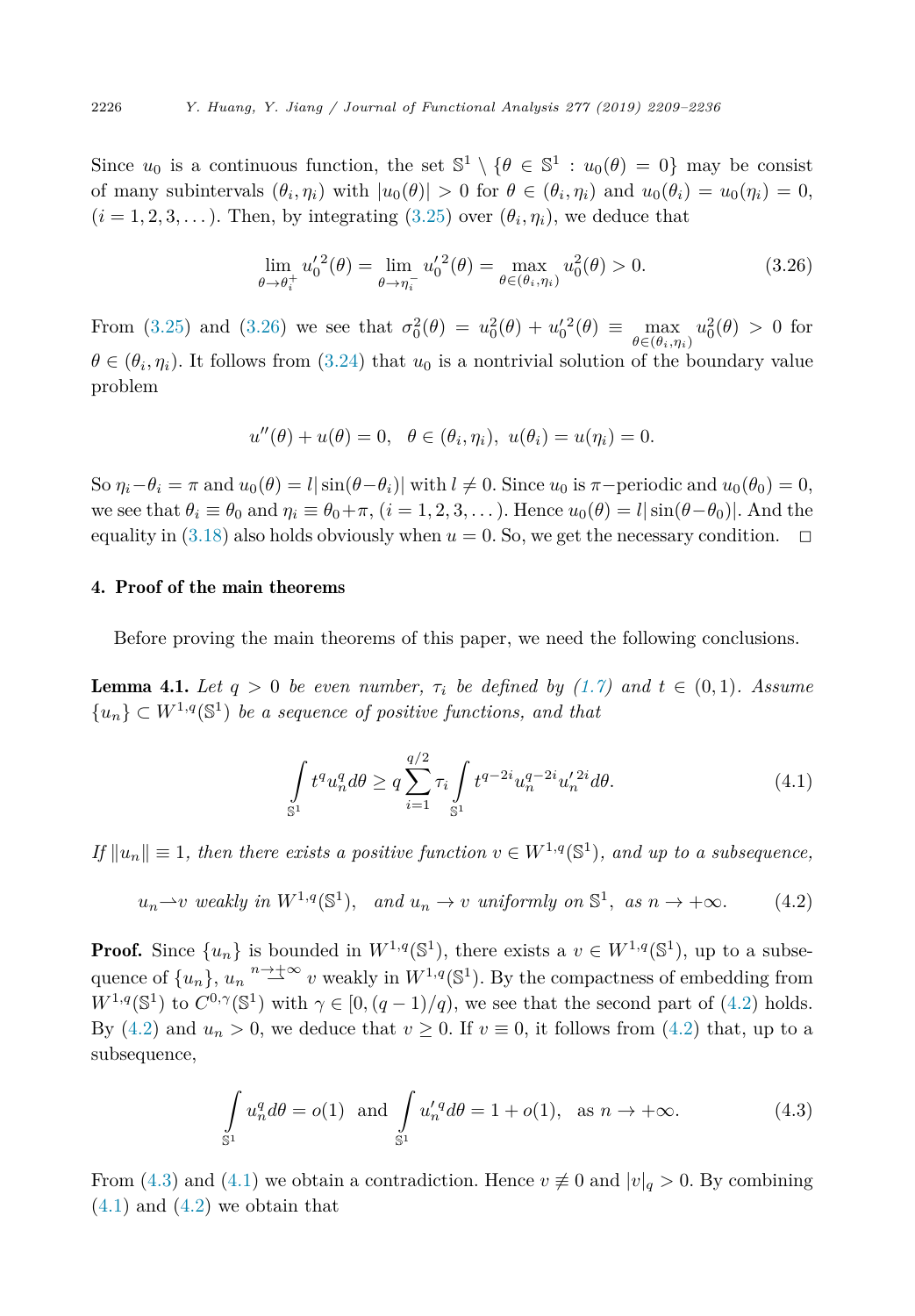Since $u_0$ is a continuous function, the set $\mathbb{S}^1 \setminus \{\theta \in \mathbb{S}^1 : u_0(\theta) = 0\}$ may be consist of many subintervals $(\theta_i, \eta_i)$ with $|u_0(\theta)| > 0$ for $\theta \in (\theta_i, \eta_i)$ and $u_0(\theta_i) = u_0(\eta_i) = 0$, $(i = 1, 2, 3, \dots)$. Then, by integrating (3.25) over $(\theta_i, \eta_i)$, we deduce that

$$\lim_{\theta \to \theta_i^+} {u_0'}^2(\theta) = \lim_{\theta \to \eta_i^-} {u_0'}^2(\theta) = \max_{\theta \in (\theta_i, \eta_i)} u_0^2(\theta) > 0. \tag{3.26}$$

From (3.25) and (3.26) we see that $\sigma_0^2(\theta) = u_0^2(\theta) + {u_0'}^2(\theta) \equiv \max_{\theta \in (\theta_i, \eta_i)} u_0^2(\theta) > 0$ for $\theta \in (\theta_i, \eta_i)$. It follows from (3.24) that $u_0$ is a nontrivial solution of the boundary value problem

$$u''(\theta) + u(\theta) = 0, \quad \theta \in (\theta_i, \eta_i), \ u(\theta_i) = u(\eta_i) = 0.$$

So $\eta_i - \theta_i = \pi$ and $u_0(\theta) = l|\sin(\theta - \theta_i)|$ with $l \neq 0$. Since $u_0$ is $\pi-$periodic and $u_0(\theta_0) = 0$, we see that $\theta_i \equiv \theta_0$ and $\eta_i \equiv \theta_0 + \pi$, $(i = 1, 2, 3, \dots)$. Hence $u_0(\theta) = l|\sin(\theta - \theta_0)|$. And the equality in (3.18) also holds obviously when $u = 0$. So, we get the necessary condition. $\square$

## 4. Proof of the main theorems

Before proving the main theorems of this paper, we need the following conclusions.

**Lemma 4.1.** *Let $q > 0$ be even number, $\tau_i$ be defined by (1.7) and $t \in (0, 1)$. Assume $\{u_n\} \subset W^{1,q}(\mathbb{S}^1)$ be a sequence of positive functions, and that*

$$\int_{\mathbb{S}^1} t^q u_n^q d\theta \geq q \sum_{i=1}^{q/2} \tau_i \int_{\mathbb{S}^1} t^{q-2i} u_n^{q-2i} {u_n'}^{2i} d\theta. \tag{4.1}$$

*If $\|u_n\| \equiv 1$, then there exists a positive function $v \in W^{1,q}(\mathbb{S}^1)$, and up to a subsequence,*

$$u_n \rightharpoonup v \text{ weakly in } W^{1,q}(\mathbb{S}^1), \quad \text{and } u_n \to v \text{ uniformly on } \mathbb{S}^1, \text{ as } n \to +\infty. \tag{4.2}$$

**Proof.** Since $\{u_n\}$ is bounded in $W^{1,q}(\mathbb{S}^1)$, there exists a $v \in W^{1,q}(\mathbb{S}^1)$, up to a subsequence of $\{u_n\}$, $u_n \overset{n \to +\infty}{\rightharpoonup} v$ weakly in $W^{1,q}(\mathbb{S}^1)$. By the compactness of embedding from $W^{1,q}(\mathbb{S}^1)$ to $C^{0,\gamma}(\mathbb{S}^1)$ with $\gamma \in [0, (q-1)/q)$, we see that the second part of (4.2) holds. By (4.2) and $u_n > 0$, we deduce that $v \geq 0$. If $v \equiv 0$, it follows from (4.2) that, up to a subsequence,

$$\int_{\mathbb{S}^1} u_n^q d\theta = o(1) \ \text{ and } \int_{\mathbb{S}^1} {u_n'}^q d\theta = 1 + o(1), \quad \text{as } n \to +\infty. \tag{4.3}$$

From (4.3) and (4.1) we obtain a contradiction. Hence $v \not\equiv 0$ and $|v|_q > 0$. By combining (4.1) and (4.2) we obtain that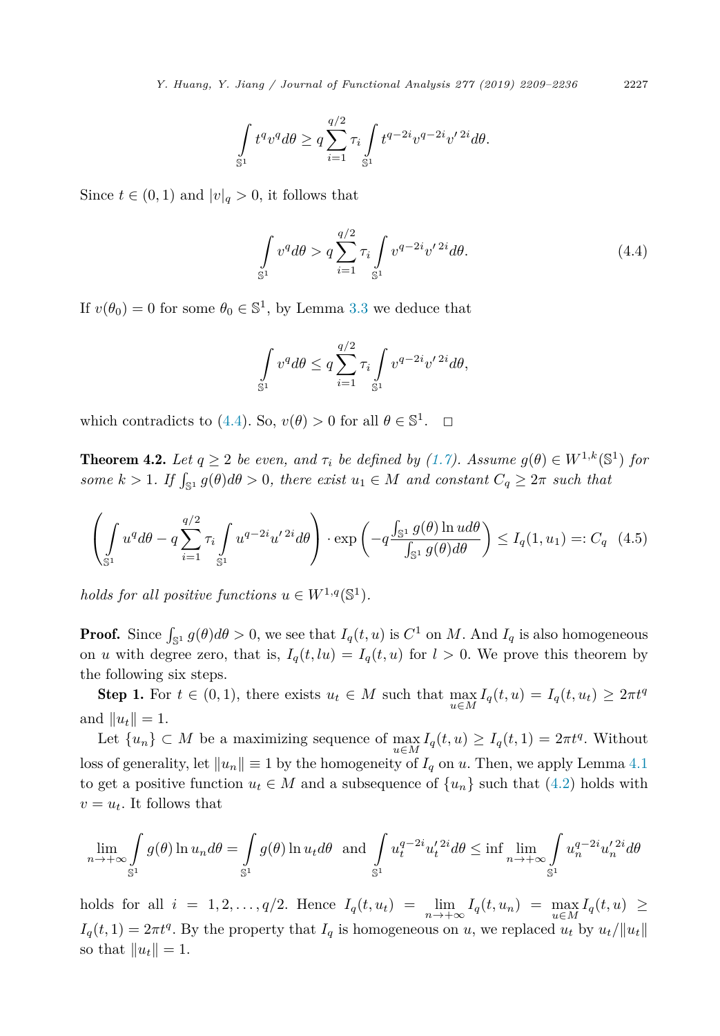$$\int_{\mathbb{S}^1} t^q v^q d\theta \geq q \sum_{i=1}^{q/2} \tau_i \int_{\mathbb{S}^1} t^{q-2i} v^{q-2i} v'^{\,2i} d\theta.$$

Since $t \in (0,1)$ and $|v|_q > 0$, it follows that

$$\int_{\mathbb{S}^1} v^q d\theta > q \sum_{i=1}^{q/2} \tau_i \int_{\mathbb{S}^1} v^{q-2i} v'^{\,2i} d\theta. \tag{4.4}$$

If $v(\theta_0) = 0$ for some $\theta_0 \in \mathbb{S}^1$, by Lemma 3.3 we deduce that

$$\int_{\mathbb{S}^1} v^q d\theta \leq q \sum_{i=1}^{q/2} \tau_i \int_{\mathbb{S}^1} v^{q-2i} v'^{\,2i} d\theta,$$

which contradicts to (4.4). So, $v(\theta) > 0$ for all $\theta \in \mathbb{S}^1$. $\square$

**Theorem 4.2.** *Let $q \geq 2$ be even, and $\tau_i$ be defined by (1.7). Assume $g(\theta) \in W^{1,k}(\mathbb{S}^1)$ for some $k > 1$. If $\int_{\mathbb{S}^1} g(\theta) d\theta > 0$, there exist $u_1 \in M$ and constant $C_q \geq 2\pi$ such that*

$$\left( \int_{\mathbb{S}^1} u^q d\theta - q \sum_{i=1}^{q/2} \tau_i \int_{\mathbb{S}^1} u^{q-2i} u'^{\,2i} d\theta \right) \cdot \exp\left( -q \frac{\int_{\mathbb{S}^1} g(\theta) \ln u d\theta}{\int_{\mathbb{S}^1} g(\theta) d\theta} \right) \leq I_q(1, u_1) =: C_q \tag{4.5}$$

*holds for all positive functions $u \in W^{1,q}(\mathbb{S}^1)$.*

**Proof.** Since $\int_{\mathbb{S}^1} g(\theta) d\theta > 0$, we see that $I_q(t,u)$ is $C^1$ on $M$. And $I_q$ is also homogeneous on $u$ with degree zero, that is, $I_q(t, lu) = I_q(t,u)$ for $l > 0$. We prove this theorem by the following six steps.

**Step 1.** For $t \in (0,1)$, there exists $u_t \in M$ such that $\max_{u \in M} I_q(t,u) = I_q(t,u_t) \geq 2\pi t^q$ and $\|u_t\| = 1$.

Let $\{u_n\} \subset M$ be a maximizing sequence of $\max_{u \in M} I_q(t,u) \geq I_q(t,1) = 2\pi t^q$. Without loss of generality, let $\|u_n\| \equiv 1$ by the homogeneity of $I_q$ on $u$. Then, we apply Lemma 4.1 to get a positive function $u_t \in M$ and a subsequence of $\{u_n\}$ such that (4.2) holds with $v = u_t$. It follows that

$$\lim_{n \to +\infty} \int_{\mathbb{S}^1} g(\theta) \ln u_n d\theta = \int_{\mathbb{S}^1} g(\theta) \ln u_t d\theta \quad \text{and} \quad \int_{\mathbb{S}^1} u_t^{q-2i} u_t'^{\,2i} d\theta \leq \inf \lim_{n \to +\infty} \int_{\mathbb{S}^1} u_n^{q-2i} u_n'^{\,2i} d\theta$$

holds for all $i = 1, 2, \ldots, q/2$. Hence $I_q(t,u_t) = \lim_{n \to +\infty} I_q(t,u_n) = \max_{u \in M} I_q(t,u) \geq I_q(t,1) = 2\pi t^q$. By the property that $I_q$ is homogeneous on $u$, we replaced $u_t$ by $u_t/\|u_t\|$ so that $\|u_t\| = 1$.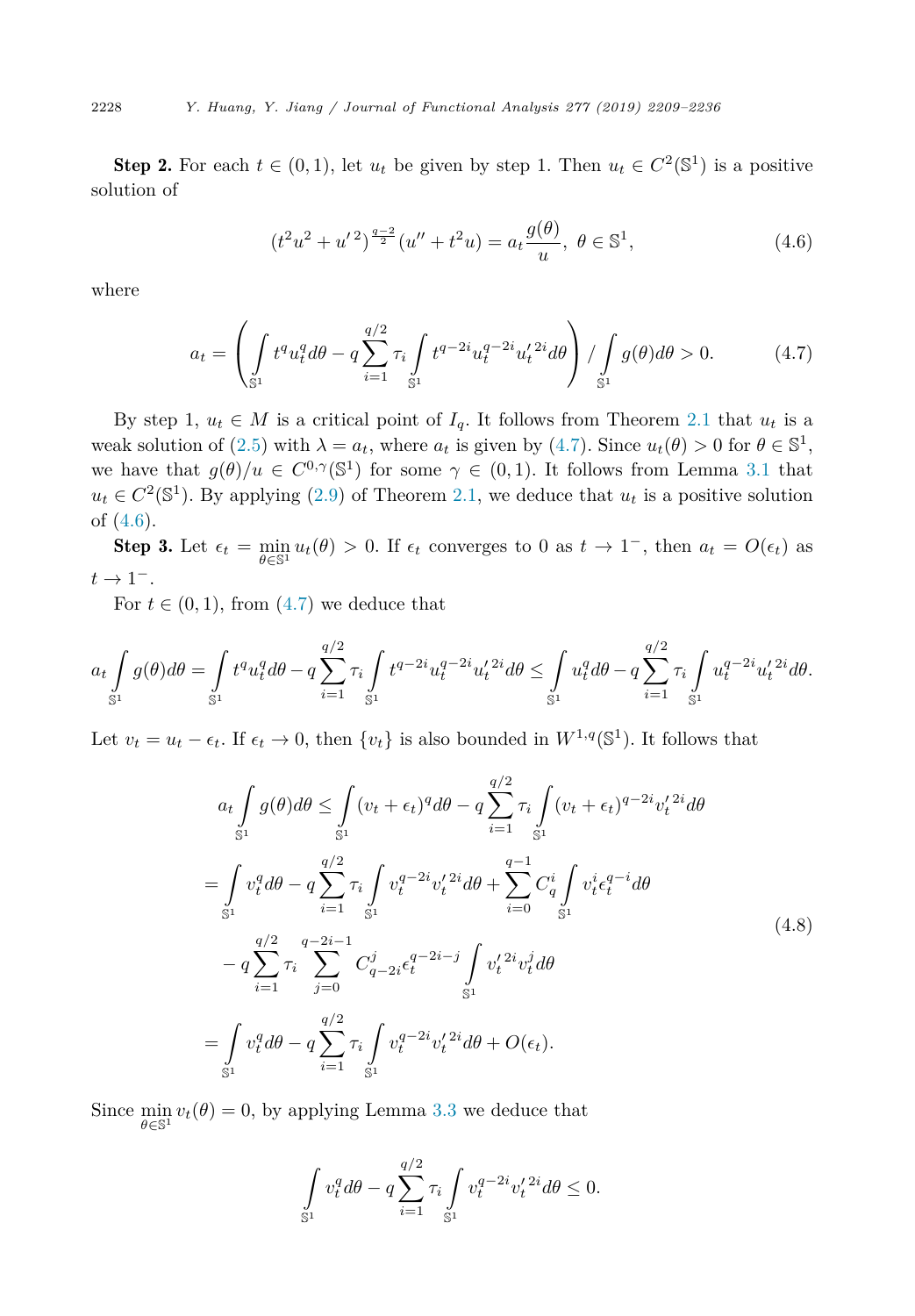**Step 2.** For each $t \in (0,1)$, let $u_t$ be given by step 1. Then $u_t \in C^2(\mathbb{S}^1)$ is a positive solution of

$$(t^2u^2 + u'^2)^{\frac{q-2}{2}}(u'' + t^2 u) = a_t \frac{g(\theta)}{u},\ \theta \in \mathbb{S}^1, \tag{4.6}$$

where

$$a_t = \left( \int_{\mathbb{S}^1} t^q u_t^q d\theta - q\sum_{i=1}^{q/2} \tau_i \int_{\mathbb{S}^1} t^{q-2i} u_t^{q-2i} {u'_t}^{2i} d\theta \right) / \int_{\mathbb{S}^1} g(\theta) d\theta > 0. \tag{4.7}$$

By step 1, $u_t \in M$ is a critical point of $I_q$. It follows from Theorem 2.1 that $u_t$ is a weak solution of (2.5) with $\lambda = a_t$, where $a_t$ is given by (4.7). Since $u_t(\theta) > 0$ for $\theta \in \mathbb{S}^1$, we have that $g(\theta)/u \in C^{0,\gamma}(\mathbb{S}^1)$ for some $\gamma \in (0,1)$. It follows from Lemma 3.1 that $u_t \in C^2(\mathbb{S}^1)$. By applying (2.9) of Theorem 2.1, we deduce that $u_t$ is a positive solution of (4.6).

**Step 3.** Let $\epsilon_t = \min_{\theta \in \mathbb{S}^1} u_t(\theta) > 0$. If $\epsilon_t$ converges to 0 as $t \to 1^-$, then $a_t = O(\epsilon_t)$ as $t \to 1^-$.

For $t \in (0,1)$, from (4.7) we deduce that

$$a_t \int_{\mathbb{S}^1} g(\theta)d\theta = \int_{\mathbb{S}^1} t^q u_t^q d\theta - q\sum_{i=1}^{q/2} \tau_i \int_{\mathbb{S}^1} t^{q-2i} u_t^{q-2i} {u'_t}^{2i} d\theta \le \int_{\mathbb{S}^1} u_t^q d\theta - q\sum_{i=1}^{q/2} \tau_i \int_{\mathbb{S}^1} u_t^{q-2i} {u'_t}^{2i} d\theta.$$

Let $v_t = u_t - \epsilon_t$. If $\epsilon_t \to 0$, then $\{v_t\}$ is also bounded in $W^{1,q}(\mathbb{S}^1)$. It follows that

$$\begin{aligned}
a_t \int_{\mathbb{S}^1} g(\theta)d\theta &\le \int_{\mathbb{S}^1} (v_t + \epsilon_t)^q d\theta - q\sum_{i=1}^{q/2} \tau_i \int_{\mathbb{S}^1} (v_t+\epsilon_t)^{q-2i} {v'_t}^{2i} d\theta \\
&= \int_{\mathbb{S}^1} v_t^q d\theta - q\sum_{i=1}^{q/2} \tau_i \int_{\mathbb{S}^1} v_t^{q-2i} {v'_t}^{2i} d\theta + \sum_{i=0}^{q-1} C_q^i \int_{\mathbb{S}^1} v_t^i \epsilon_t^{q-i} d\theta \\
&\quad - q\sum_{i=1}^{q/2} \tau_i \sum_{j=0}^{q-2i-1} C_{q-2i}^j \epsilon_t^{q-2i-j} \int_{\mathbb{S}^1} {v'_t}^{2i} v_t^j d\theta \\
&= \int_{\mathbb{S}^1} v_t^q d\theta - q\sum_{i=1}^{q/2} \tau_i \int_{\mathbb{S}^1} v_t^{q-2i} {v'_t}^{2i} d\theta + O(\epsilon_t).
\end{aligned} \tag{4.8}$$

Since $\min_{\theta \in \mathbb{S}^1} v_t(\theta) = 0$, by applying Lemma 3.3 we deduce that

$$\int_{\mathbb{S}^1} v_t^q d\theta - q\sum_{i=1}^{q/2} \tau_i \int_{\mathbb{S}^1} v_t^{q-2i} {v'_t}^{2i} d\theta \le 0.$$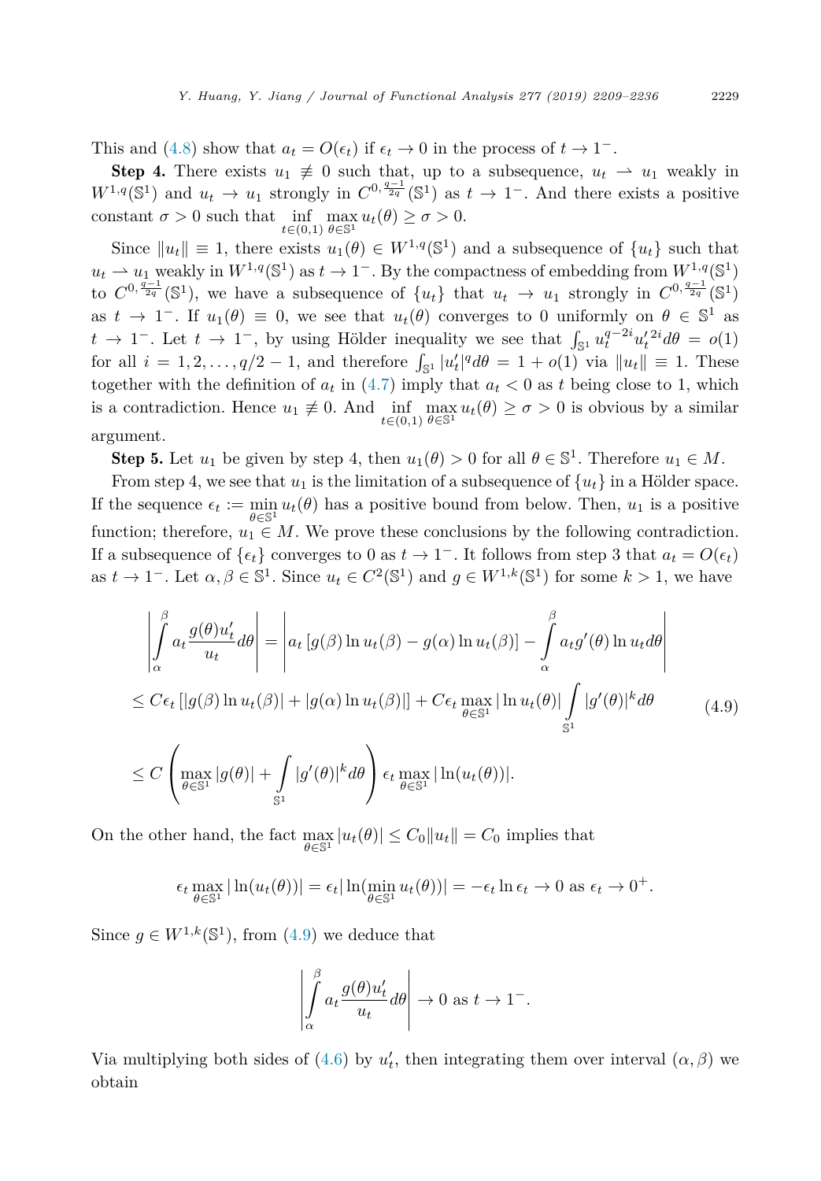This and (4.8) show that $a_t = O(\epsilon_t)$ if $\epsilon_t \to 0$ in the process of $t \to 1^-$.

**Step 4.** There exists $u_1 \not\equiv 0$ such that, up to a subsequence, $u_t \rightharpoonup u_1$ weakly in $W^{1,q}(\mathbb{S}^1)$ and $u_t \to u_1$ strongly in $C^{0,\frac{q-1}{2q}}(\mathbb{S}^1)$ as $t \to 1^-$. And there exists a positive constant $\sigma > 0$ such that $\inf\limits_{t\in(0,1)} \max\limits_{\theta\in\mathbb{S}^1} u_t(\theta) \geq \sigma > 0$.

Since $\|u_t\| \equiv 1$, there exists $u_1(\theta) \in W^{1,q}(\mathbb{S}^1)$ and a subsequence of $\{u_t\}$ such that $u_t \rightharpoonup u_1$ weakly in $W^{1,q}(\mathbb{S}^1)$ as $t \to 1^-$. By the compactness of embedding from $W^{1,q}(\mathbb{S}^1)$ to $C^{0,\frac{q-1}{2q}}(\mathbb{S}^1)$, we have a subsequence of $\{u_t\}$ that $u_t \to u_1$ strongly in $C^{0,\frac{q-1}{2q}}(\mathbb{S}^1)$ as $t \to 1^-$. If $u_1(\theta) \equiv 0$, we see that $u_t(\theta)$ converges to 0 uniformly on $\theta \in \mathbb{S}^1$ as $t \to 1^-$. Let $t \to 1^-$, by using Hölder inequality we see that $\int_{\mathbb{S}^1} u_t^{q-2i} u_t'^{\,2i} d\theta = o(1)$ for all $i = 1, 2, \ldots, q/2 - 1$, and therefore $\int_{\mathbb{S}^1} |u_t'|^q d\theta = 1 + o(1)$ via $\|u_t\| \equiv 1$. These together with the definition of $a_t$ in (4.7) imply that $a_t < 0$ as $t$ being close to 1, which is a contradiction. Hence $u_1 \not\equiv 0$. And $\inf\limits_{t\in(0,1)} \max\limits_{\theta\in\mathbb{S}^1} u_t(\theta) \geq \sigma > 0$ is obvious by a similar argument.

**Step 5.** Let $u_1$ be given by step 4, then $u_1(\theta) > 0$ for all $\theta \in \mathbb{S}^1$. Therefore $u_1 \in M$.

From step 4, we see that $u_1$ is the limitation of a subsequence of $\{u_t\}$ in a Hölder space. If the sequence $\epsilon_t := \min\limits_{\theta\in\mathbb{S}^1} u_t(\theta)$ has a positive bound from below. Then, $u_1$ is a positive function; therefore, $u_1 \in M$. We prove these conclusions by the following contradiction. If a subsequence of $\{\epsilon_t\}$ converges to 0 as $t \to 1^-$. It follows from step 3 that $a_t = O(\epsilon_t)$ as $t \to 1^-$. Let $\alpha, \beta \in \mathbb{S}^1$. Since $u_t \in C^2(\mathbb{S}^1)$ and $g \in W^{1,k}(\mathbb{S}^1)$ for some $k > 1$, we have

$$
\begin{aligned}
&\left| \int_\alpha^\beta a_t \frac{g(\theta) u_t'}{u_t} d\theta \right| = \left| a_t \left[ g(\beta) \ln u_t(\beta) - g(\alpha) \ln u_t(\beta) \right] - \int_\alpha^\beta a_t g'(\theta) \ln u_t d\theta \right| \\
&\leq C\epsilon_t \left[ |g(\beta) \ln u_t(\beta)| + |g(\alpha) \ln u_t(\beta)| \right] + C\epsilon_t \max_{\theta\in\mathbb{S}^1} |\ln u_t(\theta)| \int_{\mathbb{S}^1} |g'(\theta)|^k d\theta \\
&\leq C \left( \max_{\theta\in\mathbb{S}^1} |g(\theta)| + \int_{\mathbb{S}^1} |g'(\theta)|^k d\theta \right) \epsilon_t \max_{\theta\in\mathbb{S}^1} |\ln(u_t(\theta))|.
\end{aligned}
\tag{4.9}
$$

On the other hand, the fact $\max\limits_{\theta\in\mathbb{S}^1} |u_t(\theta)| \leq C_0 \|u_t\| = C_0$ implies that

$$
\epsilon_t \max_{\theta\in\mathbb{S}^1} |\ln(u_t(\theta))| = \epsilon_t |\ln(\min_{\theta\in\mathbb{S}^1} u_t(\theta))| = -\epsilon_t \ln \epsilon_t \to 0 \text{ as } \epsilon_t \to 0^+.
$$

Since $g \in W^{1,k}(\mathbb{S}^1)$, from (4.9) we deduce that

$$
\left| \int_\alpha^\beta a_t \frac{g(\theta) u_t'}{u_t} d\theta \right| \to 0 \text{ as } t \to 1^-.
$$

Via multiplying both sides of (4.6) by $u_t'$, then integrating them over interval $(\alpha, \beta)$ we obtain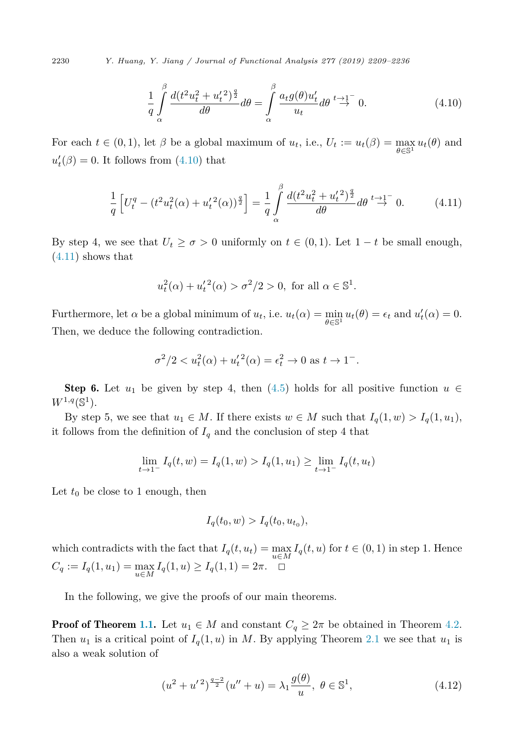$$\frac{1}{q}\int_{\alpha}^{\beta}\frac{d(t^2u_t^2+{u_t'}^2)^{\frac{q}{2}}}{d\theta}d\theta=\int_{\alpha}^{\beta}\frac{a_t g(\theta)u_t'}{u_t}d\theta \overset{t\to1^-}{\to} 0. \tag{4.10}$$

For each $t\in(0,1)$, let $\beta$ be a global maximum of $u_t$, i.e., $U_t:=u_t(\beta)=\max_{\theta\in\mathbb{S}^1}u_t(\theta)$ and $u_t'(\beta)=0$. It follows from (4.10) that

$$\frac{1}{q}\left[U_t^q-(t^2u_t^2(\alpha)+{u_t'}^2(\alpha))^{\frac{q}{2}}\right]=\frac{1}{q}\int_{\alpha}^{\beta}\frac{d(t^2u_t^2+{u_t'}^2)^{\frac{q}{2}}}{d\theta}d\theta \overset{t\to1^-}{\to} 0. \tag{4.11}$$

By step 4, we see that $U_t\ge\sigma>0$ uniformly on $t\in(0,1)$. Let $1-t$ be small enough, (4.11) shows that

$$u_t^2(\alpha)+{u_t'}^2(\alpha)>\sigma^2/2>0, \text{ for all } \alpha\in\mathbb{S}^1.$$

Furthermore, let $\alpha$ be a global minimum of $u_t$, i.e. $u_t(\alpha)=\min_{\theta\in\mathbb{S}^1}u_t(\theta)=\epsilon_t$ and $u_t'(\alpha)=0$. Then, we deduce the following contradiction.

$$\sigma^2/2<u_t^2(\alpha)+{u_t'}^2(\alpha)=\epsilon_t^2\to0 \text{ as } t\to1^-.$$

**Step 6.** Let $u_1$ be given by step 4, then (4.5) holds for all positive function $u\in W^{1,q}(\mathbb{S}^1)$.

By step 5, we see that $u_1\in M$. If there exists $w\in M$ such that $I_q(1,w)>I_q(1,u_1)$, it follows from the definition of $I_q$ and the conclusion of step 4 that

$$\lim_{t\to1^-}I_q(t,w)=I_q(1,w)>I_q(1,u_1)\ge\lim_{t\to1^-}I_q(t,u_t)$$

Let $t_0$ be close to 1 enough, then

$$I_q(t_0,w)>I_q(t_0,u_{t_0}),$$

which contradicts with the fact that $I_q(t,u_t)=\max_{u\in M}I_q(t,u)$ for $t\in(0,1)$ in step 1. Hence $C_q:=I_q(1,u_1)=\max_{u\in M}I_q(1,u)\ge I_q(1,1)=2\pi$. $\square$

In the following, we give the proofs of our main theorems.

**Proof of Theorem 1.1.** Let $u_1\in M$ and constant $C_q\ge2\pi$ be obtained in Theorem 4.2. Then $u_1$ is a critical point of $I_q(1,u)$ in $M$. By applying Theorem 2.1 we see that $u_1$ is also a weak solution of

$$(u^2+{u'}^2)^{\frac{q-2}{2}}(u''+u)=\lambda_1\frac{g(\theta)}{u},\ \theta\in\mathbb{S}^1, \tag{4.12}$$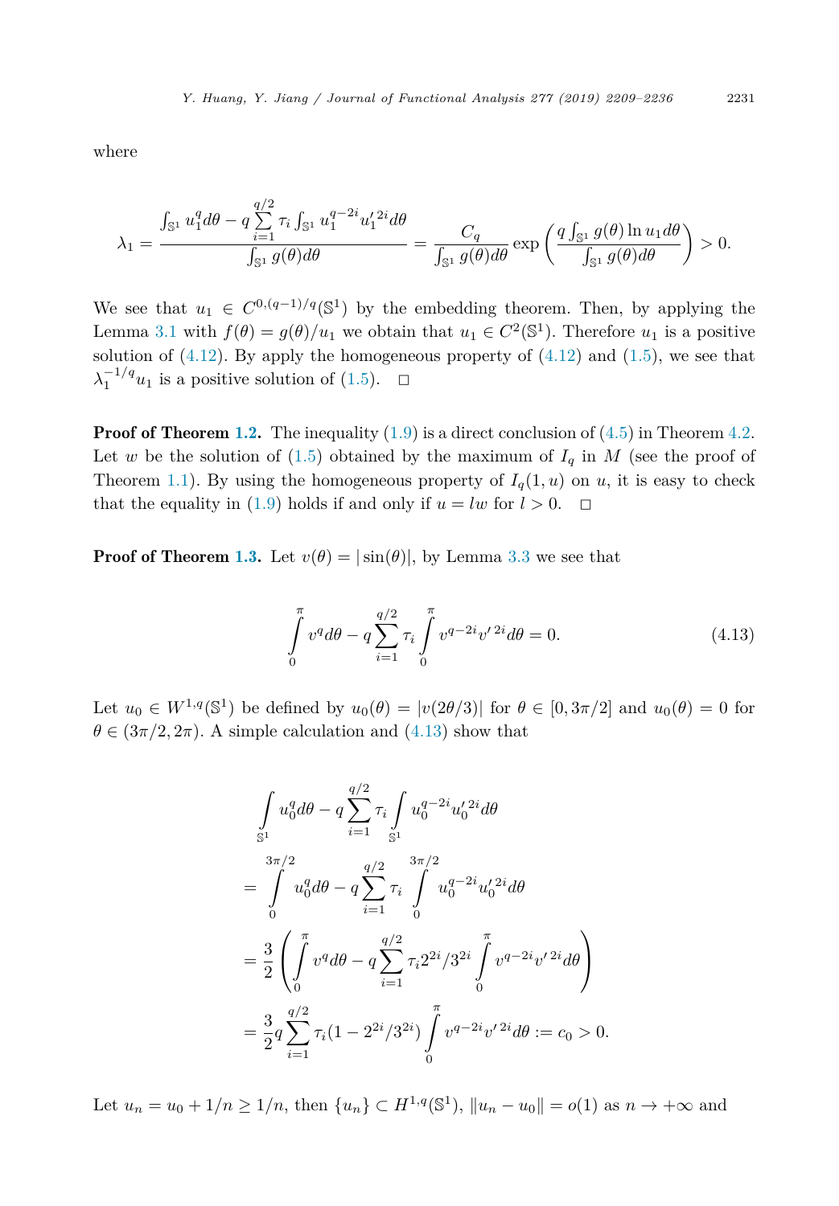where

$$\lambda_1 = \frac{\int_{\mathbb{S}^1} u_1^q d\theta - q \sum_{i=1}^{q/2} \tau_i \int_{\mathbb{S}^1} u_1^{q-2i} {u_1'}^{2i} d\theta}{\int_{\mathbb{S}^1} g(\theta) d\theta} = \frac{C_q}{\int_{\mathbb{S}^1} g(\theta) d\theta} \exp\left( \frac{q \int_{\mathbb{S}^1} g(\theta) \ln u_1 d\theta}{\int_{\mathbb{S}^1} g(\theta) d\theta} \right) > 0.$$

We see that $u_1 \in C^{0,(q-1)/q}(\mathbb{S}^1)$ by the embedding theorem. Then, by applying the Lemma 3.1 with $f(\theta) = g(\theta)/u_1$ we obtain that $u_1 \in C^2(\mathbb{S}^1)$. Therefore $u_1$ is a positive solution of (4.12). By apply the homogeneous property of (4.12) and (1.5), we see that $\lambda_1^{-1/q} u_1$ is a positive solution of (1.5). $\square$

**Proof of Theorem 1.2.** The inequality (1.9) is a direct conclusion of (4.5) in Theorem 4.2. Let $w$ be the solution of (1.5) obtained by the maximum of $I_q$ in $M$ (see the proof of Theorem 1.1). By using the homogeneous property of $I_q(1, u)$ on $u$, it is easy to check that the equality in (1.9) holds if and only if $u = lw$ for $l > 0$. $\square$

**Proof of Theorem 1.3.** Let $v(\theta) = |\sin(\theta)|$, by Lemma 3.3 we see that

$$\int_0^{\pi} v^q d\theta - q \sum_{i=1}^{q/2} \tau_i \int_0^{\pi} v^{q-2i} v'^{\,2i} d\theta = 0. \tag{4.13}$$

Let $u_0 \in W^{1,q}(\mathbb{S}^1)$ be defined by $u_0(\theta) = |v(2\theta/3)|$ for $\theta \in [0, 3\pi/2]$ and $u_0(\theta) = 0$ for $\theta \in (3\pi/2, 2\pi)$. A simple calculation and (4.13) show that

$$\begin{aligned}
&\int_{\mathbb{S}^1} u_0^q d\theta - q \sum_{i=1}^{q/2} \tau_i \int_{\mathbb{S}^1} u_0^{q-2i} {u_0'}^{2i} d\theta \\
&= \int_0^{3\pi/2} u_0^q d\theta - q \sum_{i=1}^{q/2} \tau_i \int_0^{3\pi/2} u_0^{q-2i} {u_0'}^{2i} d\theta \\
&= \frac{3}{2} \left( \int_0^{\pi} v^q d\theta - q \sum_{i=1}^{q/2} \tau_i 2^{2i}/3^{2i} \int_0^{\pi} v^{q-2i} v'^{\,2i} d\theta \right) \\
&= \frac{3}{2} q \sum_{i=1}^{q/2} \tau_i (1 - 2^{2i}/3^{2i}) \int_0^{\pi} v^{q-2i} v'^{\,2i} d\theta := c_0 > 0.
\end{aligned}$$

Let $u_n = u_0 + 1/n \geq 1/n$, then $\{u_n\} \subset H^{1,q}(\mathbb{S}^1)$, $\|u_n - u_0\| = o(1)$ as $n \to +\infty$ and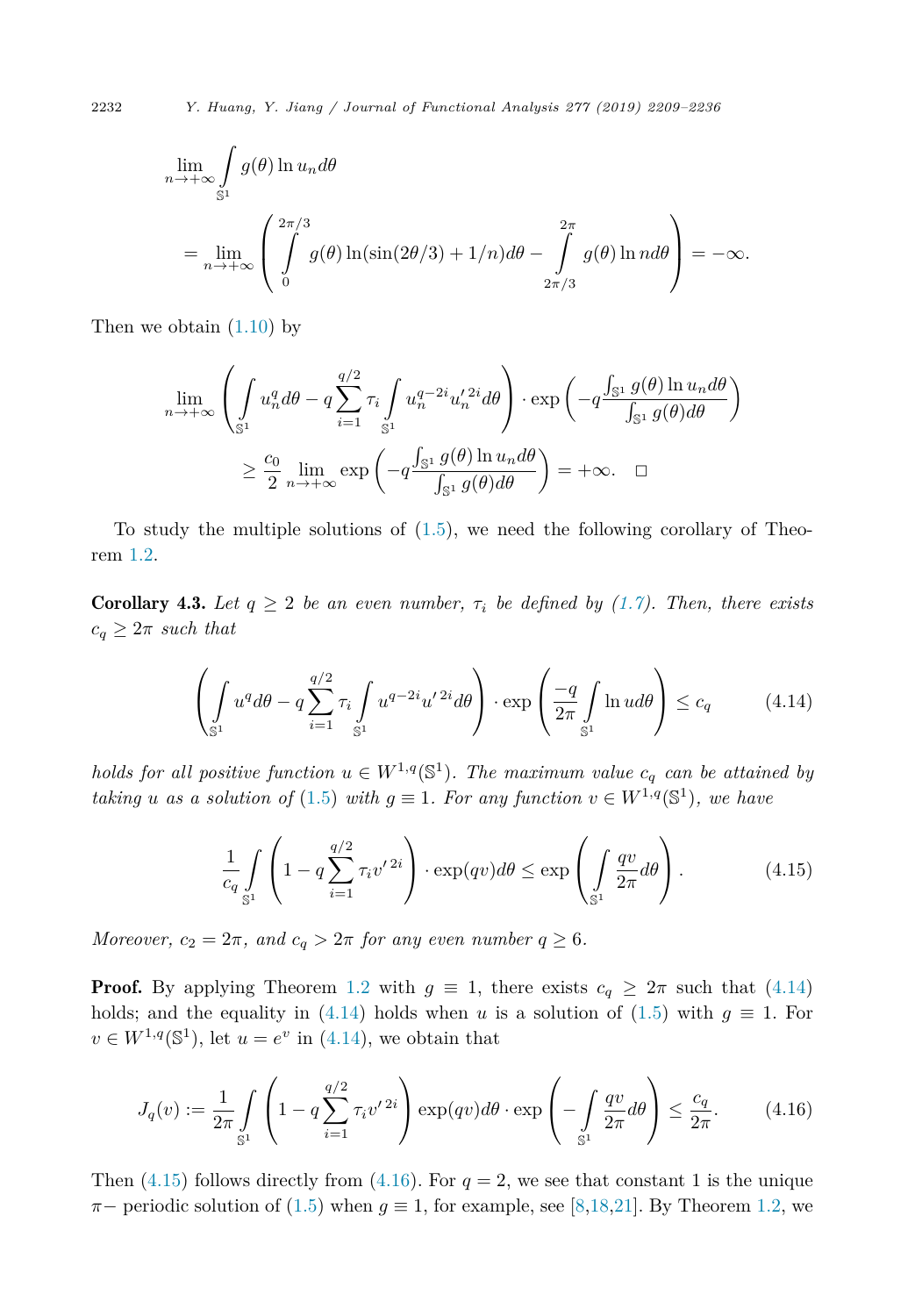$$\lim_{n\to+\infty}\int_{\mathbb{S}^1} g(\theta)\ln u_n d\theta$$
$$= \lim_{n\to+\infty}\left(\int_0^{2\pi/3} g(\theta)\ln(\sin(2\theta/3)+1/n)d\theta - \int_{2\pi/3}^{2\pi} g(\theta)\ln n d\theta\right) = -\infty.$$

Then we obtain (1.10) by

$$\lim_{n\to+\infty}\left(\int_{\mathbb{S}^1} u_n^q d\theta - q\sum_{i=1}^{q/2}\tau_i \int_{\mathbb{S}^1} u_n^{q-2i}{u_n'}^{2i}d\theta\right)\cdot \exp\left(-q\frac{\int_{\mathbb{S}^1} g(\theta)\ln u_n d\theta}{\int_{\mathbb{S}^1} g(\theta)d\theta}\right)$$
$$\geq \frac{c_0}{2}\lim_{n\to+\infty}\exp\left(-q\frac{\int_{\mathbb{S}^1} g(\theta)\ln u_n d\theta}{\int_{\mathbb{S}^1} g(\theta)d\theta}\right) = +\infty. \quad \square$$

To study the multiple solutions of (1.5), we need the following corollary of Theorem 1.2.

**Corollary 4.3.** *Let $q \geq 2$ be an even number, $\tau_i$ be defined by (1.7). Then, there exists $c_q \geq 2\pi$ such that*

$$\left(\int_{\mathbb{S}^1} u^q d\theta - q\sum_{i=1}^{q/2}\tau_i\int_{\mathbb{S}^1} u^{q-2i}{u'}^{2i}d\theta\right)\cdot \exp\left(\frac{-q}{2\pi}\int_{\mathbb{S}^1}\ln u d\theta\right) \leq c_q \tag{4.14}$$

*holds for all positive function $u \in W^{1,q}(\mathbb{S}^1)$. The maximum value $c_q$ can be attained by taking $u$ as a solution of (1.5) with $g \equiv 1$. For any function $v \in W^{1,q}(\mathbb{S}^1)$, we have*

$$\frac{1}{c_q}\int_{\mathbb{S}^1}\left(1 - q\sum_{i=1}^{q/2}\tau_i {v'}^{2i}\right)\cdot\exp(qv)d\theta \leq \exp\left(\int_{\mathbb{S}^1}\frac{qv}{2\pi}d\theta\right). \tag{4.15}$$

*Moreover, $c_2 = 2\pi$, and $c_q > 2\pi$ for any even number $q \geq 6$.*

**Proof.** By applying Theorem 1.2 with $g \equiv 1$, there exists $c_q \geq 2\pi$ such that (4.14) holds; and the equality in (4.14) holds when $u$ is a solution of (1.5) with $g \equiv 1$. For $v \in W^{1,q}(\mathbb{S}^1)$, let $u = e^v$ in (4.14), we obtain that

$$J_q(v) := \frac{1}{2\pi}\int_{\mathbb{S}^1}\left(1 - q\sum_{i=1}^{q/2}\tau_i{v'}^{2i}\right)\exp(qv)d\theta\cdot\exp\left(-\int_{\mathbb{S}^1}\frac{qv}{2\pi}d\theta\right) \leq \frac{c_q}{2\pi}. \tag{4.16}$$

Then (4.15) follows directly from (4.16). For $q = 2$, we see that constant 1 is the unique $\pi-$ periodic solution of (1.5) when $g \equiv 1$, for example, see [8,18,21]. By Theorem 1.2, we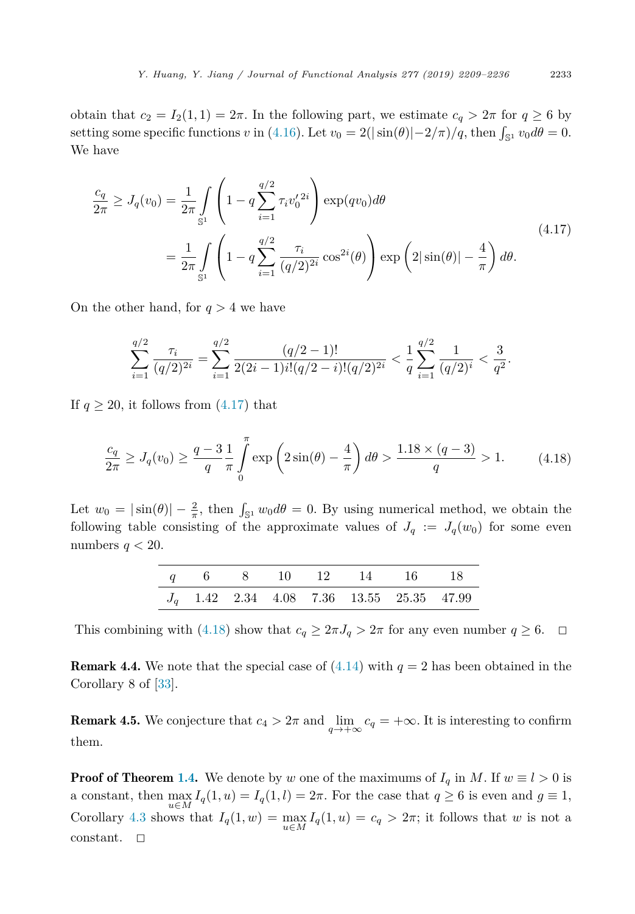obtain that $c_2 = I_2(1,1) = 2\pi$. In the following part, we estimate $c_q > 2\pi$ for $q \geq 6$ by setting some specific functions $v$ in (4.16). Let $v_0 = 2(|\sin(\theta)| - 2/\pi)/q$, then $\int_{\mathbb{S}^1} v_0 d\theta = 0$. We have

$$
\begin{aligned}
\frac{c_q}{2\pi} \geq J_q(v_0) &= \frac{1}{2\pi} \int_{\mathbb{S}^1} \left( 1 - q \sum_{i=1}^{q/2} \tau_i {v_0'}^{2i} \right) \exp(q v_0) d\theta \\
&= \frac{1}{2\pi} \int_{\mathbb{S}^1} \left( 1 - q \sum_{i=1}^{q/2} \frac{\tau_i}{(q/2)^{2i}} \cos^{2i}(\theta) \right) \exp\left( 2|\sin(\theta)| - \frac{4}{\pi} \right) d\theta.
\end{aligned}
\tag{4.17}
$$

On the other hand, for $q > 4$ we have

$$
\sum_{i=1}^{q/2} \frac{\tau_i}{(q/2)^{2i}} = \sum_{i=1}^{q/2} \frac{(q/2-1)!}{2(2i-1)i!(q/2-i)!(q/2)^{2i}} < \frac{1}{q} \sum_{i=1}^{q/2} \frac{1}{(q/2)^i} < \frac{3}{q^2}.
$$

If $q \geq 20$, it follows from (4.17) that

$$
\frac{c_q}{2\pi} \geq J_q(v_0) \geq \frac{q-3}{q} \frac{1}{\pi} \int_0^{\pi} \exp\left( 2\sin(\theta) - \frac{4}{\pi} \right) d\theta > \frac{1.18 \times (q-3)}{q} > 1. \tag{4.18}
$$

Let $w_0 = |\sin(\theta)| - \frac{2}{\pi}$, then $\int_{\mathbb{S}^1} w_0 d\theta = 0$. By using numerical method, we obtain the following table consisting of the approximate values of $J_q := J_q(w_0)$ for some even numbers $q < 20$.

| $q$ | 6 | 8 | 10 | 12 | 14 | 16 | 18 |
|---|---|---|---|---|---|---|---|
| $J_q$ | 1.42 | 2.34 | 4.08 | 7.36 | 13.55 | 25.35 | 47.99 |

This combining with (4.18) show that $c_q \geq 2\pi J_q > 2\pi$ for any even number $q \geq 6$. $\square$

**Remark 4.4.** We note that the special case of (4.14) with $q = 2$ has been obtained in the Corollary 8 of [33].

**Remark 4.5.** We conjecture that $c_4 > 2\pi$ and $\lim_{q \to +\infty} c_q = +\infty$. It is interesting to confirm them.

**Proof of Theorem 1.4.** We denote by $w$ one of the maximums of $I_q$ in $M$. If $w \equiv l > 0$ is a constant, then $\max_{u \in M} I_q(1,u) = I_q(1,l) = 2\pi$. For the case that $q \geq 6$ is even and $g \equiv 1$, Corollary 4.3 shows that $I_q(1,w) = \max_{u \in M} I_q(1,u) = c_q > 2\pi$; it follows that $w$ is not a constant. $\square$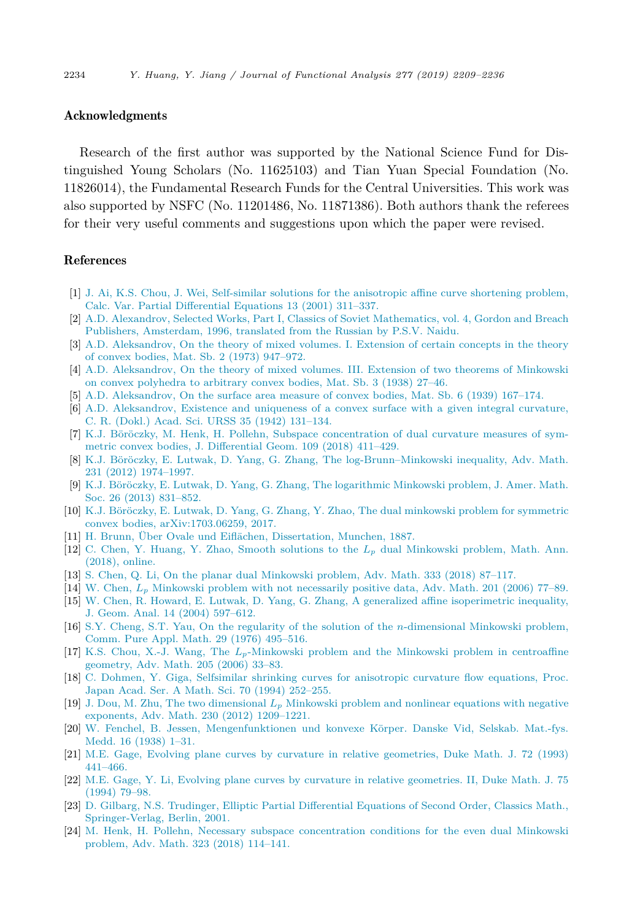## Acknowledgments

Research of the first author was supported by the National Science Fund for Distinguished Young Scholars (No. 11625103) and Tian Yuan Special Foundation (No. 11826014), the Fundamental Research Funds for the Central Universities. This work was also supported by NSFC (No. 11201486, No. 11871386). Both authors thank the referees for their very useful comments and suggestions upon which the paper were revised.

## References

[1] J. Ai, K.S. Chou, J. Wei, Self-similar solutions for the anisotropic affine curve shortening problem, Calc. Var. Partial Differential Equations 13 (2001) 311–337.

[2] A.D. Alexandrov, Selected Works, Part I, Classics of Soviet Mathematics, vol. 4, Gordon and Breach Publishers, Amsterdam, 1996, translated from the Russian by P.S.V. Naidu.

[3] A.D. Aleksandrov, On the theory of mixed volumes. I. Extension of certain concepts in the theory of convex bodies, Mat. Sb. 2 (1973) 947–972.

[4] A.D. Aleksandrov, On the theory of mixed volumes. III. Extension of two theorems of Minkowski on convex polyhedra to arbitrary convex bodies, Mat. Sb. 3 (1938) 27–46.

[5] A.D. Aleksandrov, On the surface area measure of convex bodies, Mat. Sb. 6 (1939) 167–174.

[6] A.D. Aleksandrov, Existence and uniqueness of a convex surface with a given integral curvature, C. R. (Dokl.) Acad. Sci. URSS 35 (1942) 131–134.

[7] K.J. Böröczky, M. Henk, H. Pollehn, Subspace concentration of dual curvature measures of symmetric convex bodies, J. Differential Geom. 109 (2018) 411–429.

[8] K.J. Böröczky, E. Lutwak, D. Yang, G. Zhang, The log-Brunn–Minkowski inequality, Adv. Math. 231 (2012) 1974–1997.

[9] K.J. Böröczky, E. Lutwak, D. Yang, G. Zhang, The logarithmic Minkowski problem, J. Amer. Math. Soc. 26 (2013) 831–852.

[10] K.J. Böröczky, E. Lutwak, D. Yang, G. Zhang, Y. Zhao, The dual minkowski problem for symmetric convex bodies, arXiv:1703.06259, 2017.

[11] H. Brunn, Über Ovale und Eiflächen, Dissertation, Munchen, 1887.

[12] C. Chen, Y. Huang, Y. Zhao, Smooth solutions to the $L_p$ dual Minkowski problem, Math. Ann. (2018), online.

[13] S. Chen, Q. Li, On the planar dual Minkowski problem, Adv. Math. 333 (2018) 87–117.

[14] W. Chen, $L_p$ Minkowski problem with not necessarily positive data, Adv. Math. 201 (2006) 77–89.

[15] W. Chen, R. Howard, E. Lutwak, D. Yang, G. Zhang, A generalized affine isoperimetric inequality, J. Geom. Anal. 14 (2004) 597–612.

[16] S.Y. Cheng, S.T. Yau, On the regularity of the solution of the $n$-dimensional Minkowski problem, Comm. Pure Appl. Math. 29 (1976) 495–516.

[17] K.S. Chou, X.-J. Wang, The $L_p$-Minkowski problem and the Minkowski problem in centroaffine geometry, Adv. Math. 205 (2006) 33–83.

[18] C. Dohmen, Y. Giga, Selfsimilar shrinking curves for anisotropic curvature flow equations, Proc. Japan Acad. Ser. A Math. Sci. 70 (1994) 252–255.

[19] J. Dou, M. Zhu, The two dimensional $L_p$ Minkowski problem and nonlinear equations with negative exponents, Adv. Math. 230 (2012) 1209–1221.

[20] W. Fenchel, B. Jessen, Mengenfunktionen und konvexe Körper. Danske Vid, Selskab. Mat.-fys. Medd. 16 (1938) 1–31.

[21] M.E. Gage, Evolving plane curves by curvature in relative geometries, Duke Math. J. 72 (1993) 441–466.

[22] M.E. Gage, Y. Li, Evolving plane curves by curvature in relative geometries. II, Duke Math. J. 75 (1994) 79–98.

[23] D. Gilbarg, N.S. Trudinger, Elliptic Partial Differential Equations of Second Order, Classics Math., Springer-Verlag, Berlin, 2001.

[24] M. Henk, H. Pollehn, Necessary subspace concentration conditions for the even dual Minkowski problem, Adv. Math. 323 (2018) 114–141.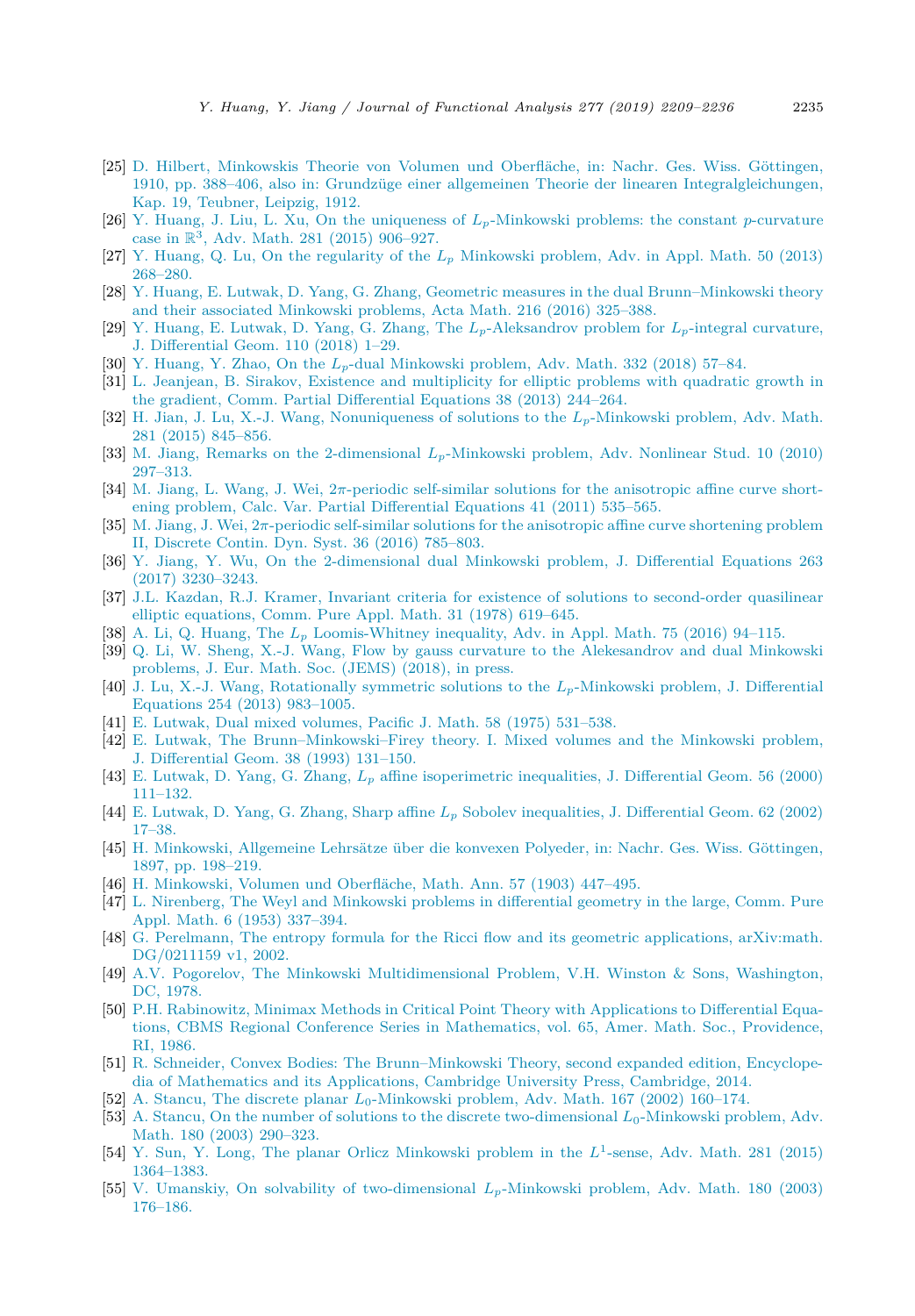[25] D. Hilbert, Minkowskis Theorie von Volumen und Oberfläche, in: Nachr. Ges. Wiss. Göttingen, 1910, pp. 388–406, also in: Grundzüge einer allgemeinen Theorie der linearen Integralgleichungen, Kap. 19, Teubner, Leipzig, 1912.

[26] Y. Huang, J. Liu, L. Xu, On the uniqueness of $L_p$-Minkowski problems: the constant $p$-curvature case in $\mathbb{R}^3$, Adv. Math. 281 (2015) 906–927.

[27] Y. Huang, Q. Lu, On the regularity of the $L_p$ Minkowski problem, Adv. in Appl. Math. 50 (2013) 268–280.

[28] Y. Huang, E. Lutwak, D. Yang, G. Zhang, Geometric measures in the dual Brunn–Minkowski theory and their associated Minkowski problems, Acta Math. 216 (2016) 325–388.

[29] Y. Huang, E. Lutwak, D. Yang, G. Zhang, The $L_p$-Aleksandrov problem for $L_p$-integral curvature, J. Differential Geom. 110 (2018) 1–29.

[30] Y. Huang, Y. Zhao, On the $L_p$-dual Minkowski problem, Adv. Math. 332 (2018) 57–84.

[31] L. Jeanjean, B. Sirakov, Existence and multiplicity for elliptic problems with quadratic growth in the gradient, Comm. Partial Differential Equations 38 (2013) 244–264.

[32] H. Jian, J. Lu, X.-J. Wang, Nonuniqueness of solutions to the $L_p$-Minkowski problem, Adv. Math. 281 (2015) 845–856.

[33] M. Jiang, Remarks on the 2-dimensional $L_p$-Minkowski problem, Adv. Nonlinear Stud. 10 (2010) 297–313.

[34] M. Jiang, L. Wang, J. Wei, $2\pi$-periodic self-similar solutions for the anisotropic affine curve shortening problem, Calc. Var. Partial Differential Equations 41 (2011) 535–565.

[35] M. Jiang, J. Wei, $2\pi$-periodic self-similar solutions for the anisotropic affine curve shortening problem II, Discrete Contin. Dyn. Syst. 36 (2016) 785–803.

[36] Y. Jiang, Y. Wu, On the 2-dimensional dual Minkowski problem, J. Differential Equations 263 (2017) 3230–3243.

[37] J.L. Kazdan, R.J. Kramer, Invariant criteria for existence of solutions to second-order quasilinear elliptic equations, Comm. Pure Appl. Math. 31 (1978) 619–645.

[38] A. Li, Q. Huang, The $L_p$ Loomis-Whitney inequality, Adv. in Appl. Math. 75 (2016) 94–115.

[39] Q. Li, W. Sheng, X.-J. Wang, Flow by gauss curvature to the Alekesandrov and dual Minkowski problems, J. Eur. Math. Soc. (JEMS) (2018), in press.

[40] J. Lu, X.-J. Wang, Rotationally symmetric solutions to the $L_p$-Minkowski problem, J. Differential Equations 254 (2013) 983–1005.

[41] E. Lutwak, Dual mixed volumes, Pacific J. Math. 58 (1975) 531–538.

[42] E. Lutwak, The Brunn–Minkowski–Firey theory. I. Mixed volumes and the Minkowski problem, J. Differential Geom. 38 (1993) 131–150.

[43] E. Lutwak, D. Yang, G. Zhang, $L_p$ affine isoperimetric inequalities, J. Differential Geom. 56 (2000) 111–132.

[44] E. Lutwak, D. Yang, G. Zhang, Sharp affine $L_p$ Sobolev inequalities, J. Differential Geom. 62 (2002) 17–38.

[45] H. Minkowski, Allgemeine Lehrsätze über die konvexen Polyeder, in: Nachr. Ges. Wiss. Göttingen, 1897, pp. 198–219.

[46] H. Minkowski, Volumen und Oberfläche, Math. Ann. 57 (1903) 447–495.

[47] L. Nirenberg, The Weyl and Minkowski problems in differential geometry in the large, Comm. Pure Appl. Math. 6 (1953) 337–394.

[48] G. Perelmann, The entropy formula for the Ricci flow and its geometric applications, arXiv:math. DG/0211159 v1, 2002.

[49] A.V. Pogorelov, The Minkowski Multidimensional Problem, V.H. Winston & Sons, Washington, DC, 1978.

[50] P.H. Rabinowitz, Minimax Methods in Critical Point Theory with Applications to Differential Equations, CBMS Regional Conference Series in Mathematics, vol. 65, Amer. Math. Soc., Providence, RI, 1986.

[51] R. Schneider, Convex Bodies: The Brunn–Minkowski Theory, second expanded edition, Encyclopedia of Mathematics and its Applications, Cambridge University Press, Cambridge, 2014.

[52] A. Stancu, The discrete planar $L_0$-Minkowski problem, Adv. Math. 167 (2002) 160–174.

[53] A. Stancu, On the number of solutions to the discrete two-dimensional $L_0$-Minkowski problem, Adv. Math. 180 (2003) 290–323.

[54] Y. Sun, Y. Long, The planar Orlicz Minkowski problem in the $L^1$-sense, Adv. Math. 281 (2015) 1364–1383.

[55] V. Umanskiy, On solvability of two-dimensional $L_p$-Minkowski problem, Adv. Math. 180 (2003) 176–186.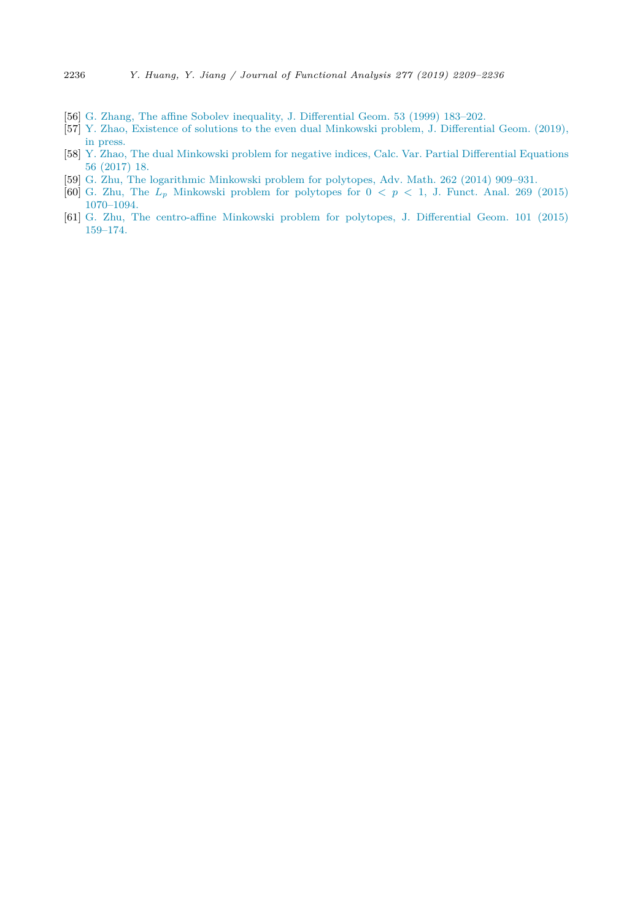[56] G. Zhang, The affine Sobolev inequality, J. Differential Geom. 53 (1999) 183–202.

[57] Y. Zhao, Existence of solutions to the even dual Minkowski problem, J. Differential Geom. (2019), in press.

[58] Y. Zhao, The dual Minkowski problem for negative indices, Calc. Var. Partial Differential Equations 56 (2017) 18.

[59] G. Zhu, The logarithmic Minkowski problem for polytopes, Adv. Math. 262 (2014) 909–931.

[60] G. Zhu, The $L_p$ Minkowski problem for polytopes for $0 < p < 1$, J. Funct. Anal. 269 (2015) 1070–1094.

[61] G. Zhu, The centro-affine Minkowski problem for polytopes, J. Differential Geom. 101 (2015) 159–174.